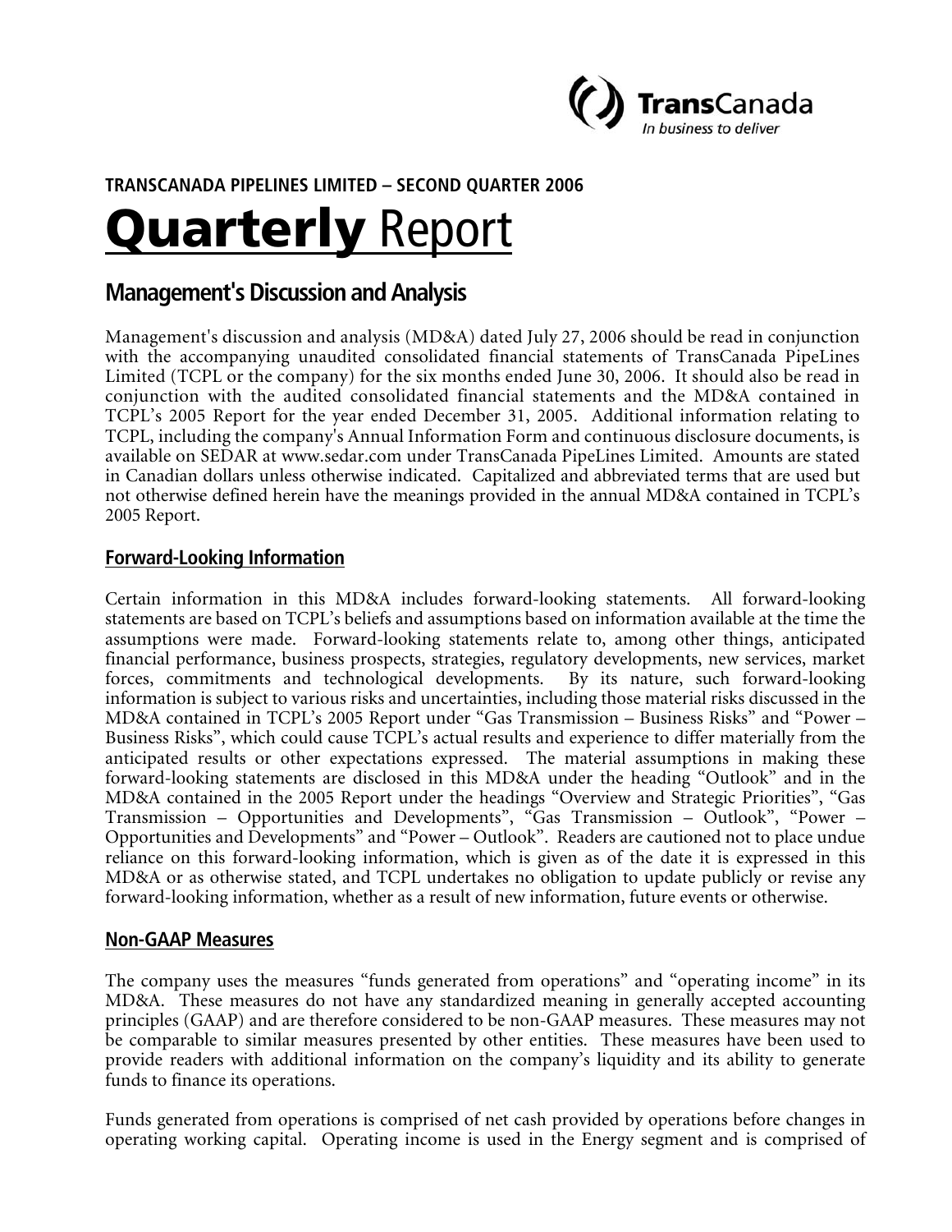TransCanada
*In business to deliver*

**TRANSCANADA PIPELINES LIMITED – SECOND QUARTER 2006**

# Quarterly Report

## Management's Discussion and Analysis

Management's discussion and analysis (MD&A) dated July 27, 2006 should be read in conjunction with the accompanying unaudited consolidated financial statements of TransCanada PipeLines Limited (TCPL or the company) for the six months ended June 30, 2006. It should also be read in conjunction with the audited consolidated financial statements and the MD&A contained in TCPL's 2005 Report for the year ended December 31, 2005. Additional information relating to TCPL, including the company's Annual Information Form and continuous disclosure documents, is available on SEDAR at www.sedar.com under TransCanada PipeLines Limited. Amounts are stated in Canadian dollars unless otherwise indicated. Capitalized and abbreviated terms that are used but not otherwise defined herein have the meanings provided in the annual MD&A contained in TCPL's 2005 Report.

### Forward-Looking Information

Certain information in this MD&A includes forward-looking statements. All forward-looking statements are based on TCPL's beliefs and assumptions based on information available at the time the assumptions were made. Forward-looking statements relate to, among other things, anticipated financial performance, business prospects, strategies, regulatory developments, new services, market forces, commitments and technological developments. By its nature, such forward-looking information is subject to various risks and uncertainties, including those material risks discussed in the MD&A contained in TCPL's 2005 Report under "Gas Transmission – Business Risks" and "Power – Business Risks", which could cause TCPL's actual results and experience to differ materially from the anticipated results or other expectations expressed. The material assumptions in making these forward-looking statements are disclosed in this MD&A under the heading "Outlook" and in the MD&A contained in the 2005 Report under the headings "Overview and Strategic Priorities", "Gas Transmission – Opportunities and Developments", "Gas Transmission – Outlook", "Power – Opportunities and Developments" and "Power – Outlook". Readers are cautioned not to place undue reliance on this forward-looking information, which is given as of the date it is expressed in this MD&A or as otherwise stated, and TCPL undertakes no obligation to update publicly or revise any forward-looking information, whether as a result of new information, future events or otherwise.

### Non-GAAP Measures

The company uses the measures "funds generated from operations" and "operating income" in its MD&A. These measures do not have any standardized meaning in generally accepted accounting principles (GAAP) and are therefore considered to be non-GAAP measures. These measures may not be comparable to similar measures presented by other entities. These measures have been used to provide readers with additional information on the company's liquidity and its ability to generate funds to finance its operations.

Funds generated from operations is comprised of net cash provided by operations before changes in operating working capital. Operating income is used in the Energy segment and is comprised of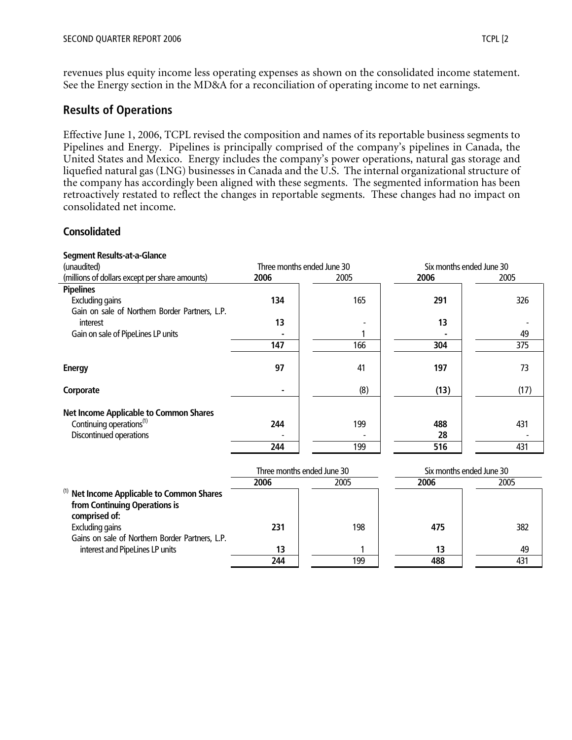revenues plus equity income less operating expenses as shown on the consolidated income statement. See the Energy section in the MD&A for a reconciliation of operating income to net earnings.

## Results of Operations

Effective June 1, 2006, TCPL revised the composition and names of its reportable business segments to Pipelines and Energy. Pipelines is principally comprised of the company's pipelines in Canada, the United States and Mexico. Energy includes the company's power operations, natural gas storage and liquefied natural gas (LNG) businesses in Canada and the U.S. The internal organizational structure of the company has accordingly been aligned with these segments. The segmented information has been retroactively restated to reflect the changes in reportable segments. These changes had no impact on consolidated net income.

### Consolidated

**Segment Results-at-a-Glance**

| (unaudited) (millions of dollars except per share amounts) | Three months ended June 30 | | Six months ended June 30 | |
|---|---|---|---|---|
| | **2006** | 2005 | **2006** | 2005 |
| **Pipelines** | | | | |
| Excluding gains | **134** | 165 | **291** | 326 |
| Gain on sale of Northern Border Partners, L.P. interest | **13** | - | **13** | - |
| Gain on sale of PipeLines LP units | **-** | 1 | **-** | 49 |
| | **147** | 166 | **304** | 375 |
| **Energy** | **97** | 41 | **197** | 73 |
| **Corporate** | **-** | (8) | **(13)** | (17) |
| **Net Income Applicable to Common Shares** | | | | |
| Continuing operations[(1)] | **244** | 199 | **488** | 431 |
| Discontinued operations | - | - | **28** | - |
| | **244** | 199 | **516** | 431 |

| | Three months ended June 30 | | Six months ended June 30 | |
|---|---|---|---|---|
| | **2006** | 2005 | **2006** | 2005 |
| [(1)] **Net Income Applicable to Common Shares from Continuing Operations is comprised of:** | | | | |
| Excluding gains | **231** | 198 | **475** | 382 |
| Gains on sale of Northern Border Partners, L.P. interest and PipeLines LP units | **13** | 1 | **13** | 49 |
| | **244** | 199 | **488** | 431 |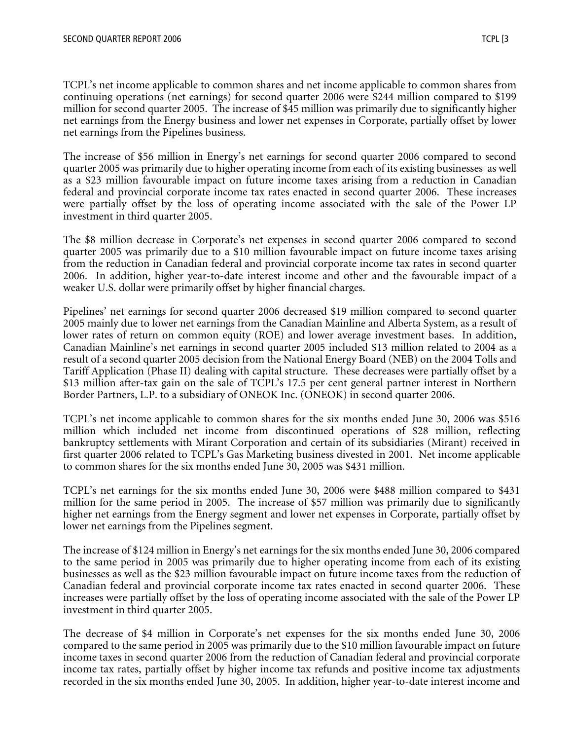TCPL's net income applicable to common shares and net income applicable to common shares from continuing operations (net earnings) for second quarter 2006 were $244 million compared to $199 million for second quarter 2005. The increase of $45 million was primarily due to significantly higher net earnings from the Energy business and lower net expenses in Corporate, partially offset by lower net earnings from the Pipelines business.

The increase of $56 million in Energy's net earnings for second quarter 2006 compared to second quarter 2005 was primarily due to higher operating income from each of its existing businesses as well as a $23 million favourable impact on future income taxes arising from a reduction in Canadian federal and provincial corporate income tax rates enacted in second quarter 2006. These increases were partially offset by the loss of operating income associated with the sale of the Power LP investment in third quarter 2005.

The $8 million decrease in Corporate's net expenses in second quarter 2006 compared to second quarter 2005 was primarily due to a $10 million favourable impact on future income taxes arising from the reduction in Canadian federal and provincial corporate income tax rates in second quarter 2006. In addition, higher year-to-date interest income and other and the favourable impact of a weaker U.S. dollar were primarily offset by higher financial charges.

Pipelines' net earnings for second quarter 2006 decreased $19 million compared to second quarter 2005 mainly due to lower net earnings from the Canadian Mainline and Alberta System, as a result of lower rates of return on common equity (ROE) and lower average investment bases. In addition, Canadian Mainline's net earnings in second quarter 2005 included $13 million related to 2004 as a result of a second quarter 2005 decision from the National Energy Board (NEB) on the 2004 Tolls and Tariff Application (Phase II) dealing with capital structure. These decreases were partially offset by a $13 million after-tax gain on the sale of TCPL's 17.5 per cent general partner interest in Northern Border Partners, L.P. to a subsidiary of ONEOK Inc. (ONEOK) in second quarter 2006.

TCPL's net income applicable to common shares for the six months ended June 30, 2006 was $516 million which included net income from discontinued operations of $28 million, reflecting bankruptcy settlements with Mirant Corporation and certain of its subsidiaries (Mirant) received in first quarter 2006 related to TCPL's Gas Marketing business divested in 2001. Net income applicable to common shares for the six months ended June 30, 2005 was $431 million.

TCPL's net earnings for the six months ended June 30, 2006 were $488 million compared to $431 million for the same period in 2005. The increase of $57 million was primarily due to significantly higher net earnings from the Energy segment and lower net expenses in Corporate, partially offset by lower net earnings from the Pipelines segment.

The increase of $124 million in Energy's net earnings for the six months ended June 30, 2006 compared to the same period in 2005 was primarily due to higher operating income from each of its existing businesses as well as the $23 million favourable impact on future income taxes from the reduction of Canadian federal and provincial corporate income tax rates enacted in second quarter 2006. These increases were partially offset by the loss of operating income associated with the sale of the Power LP investment in third quarter 2005.

The decrease of $4 million in Corporate's net expenses for the six months ended June 30, 2006 compared to the same period in 2005 was primarily due to the $10 million favourable impact on future income taxes in second quarter 2006 from the reduction of Canadian federal and provincial corporate income tax rates, partially offset by higher income tax refunds and positive income tax adjustments recorded in the six months ended June 30, 2005. In addition, higher year-to-date interest income and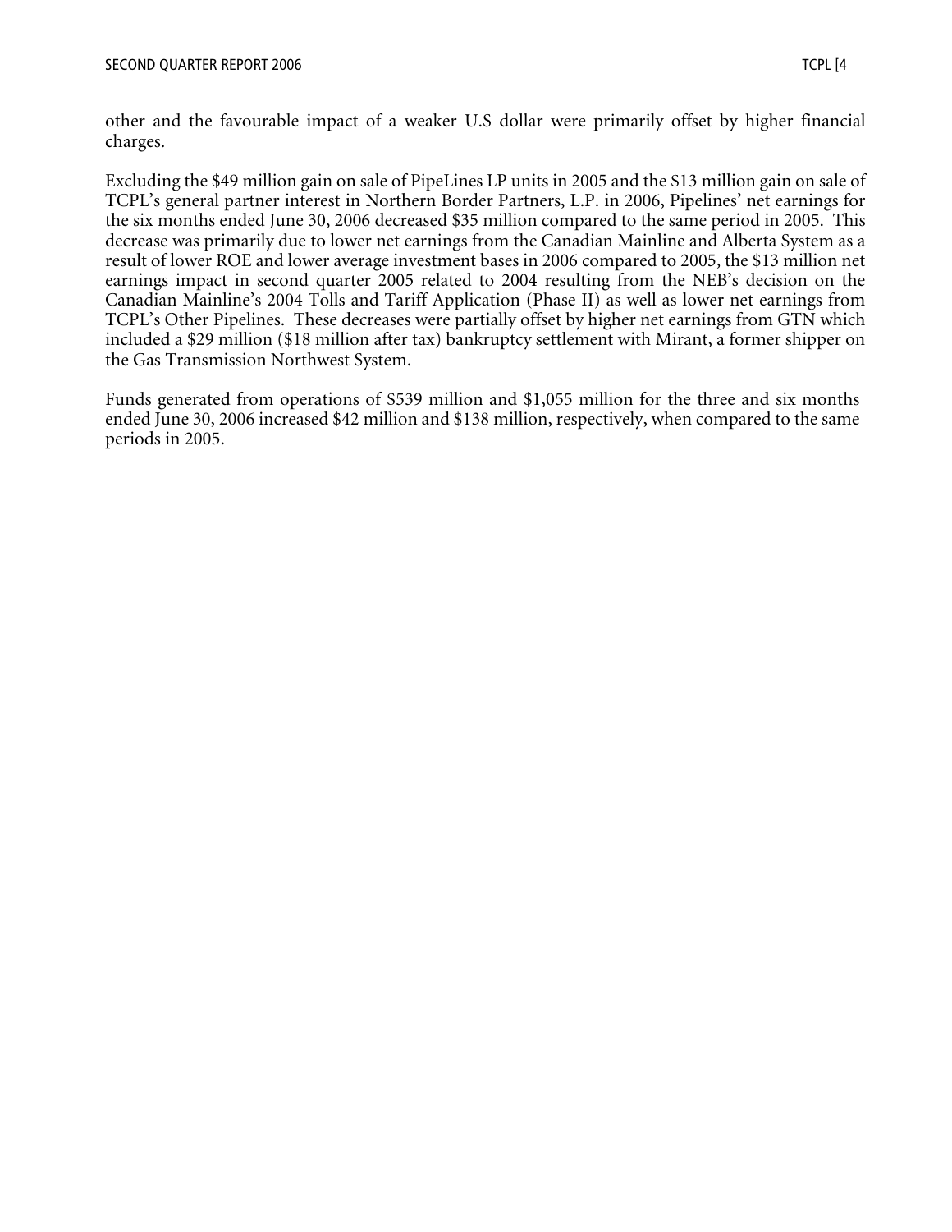other and the favourable impact of a weaker U.S dollar were primarily offset by higher financial charges.

Excluding the $49 million gain on sale of PipeLines LP units in 2005 and the $13 million gain on sale of TCPL's general partner interest in Northern Border Partners, L.P. in 2006, Pipelines' net earnings for the six months ended June 30, 2006 decreased $35 million compared to the same period in 2005. This decrease was primarily due to lower net earnings from the Canadian Mainline and Alberta System as a result of lower ROE and lower average investment bases in 2006 compared to 2005, the $13 million net earnings impact in second quarter 2005 related to 2004 resulting from the NEB's decision on the Canadian Mainline's 2004 Tolls and Tariff Application (Phase II) as well as lower net earnings from TCPL's Other Pipelines. These decreases were partially offset by higher net earnings from GTN which included a $29 million ($18 million after tax) bankruptcy settlement with Mirant, a former shipper on the Gas Transmission Northwest System.

Funds generated from operations of $539 million and $1,055 million for the three and six months ended June 30, 2006 increased $42 million and $138 million, respectively, when compared to the same periods in 2005.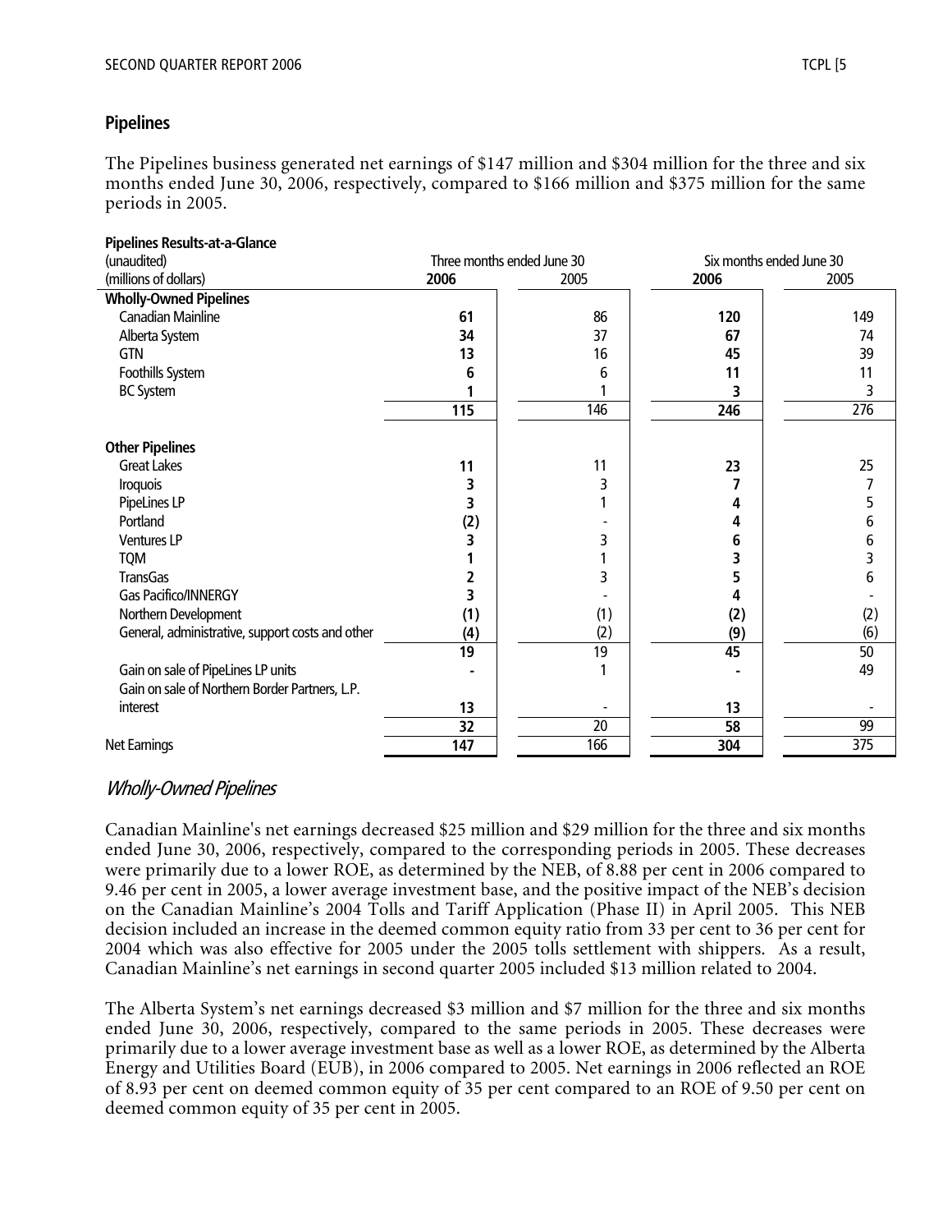## Pipelines

The Pipelines business generated net earnings of $147 million and $304 million for the three and six months ended June 30, 2006, respectively, compared to $166 million and $375 million for the same periods in 2005.

**Pipelines Results-at-a-Glance**

| (unaudited) | Three months ended June 30 | | Six months ended June 30 | |
|---|---|---|---|---|
| (millions of dollars) | **2006** | 2005 | **2006** | 2005 |
| **Wholly-Owned Pipelines** | | | | |
| Canadian Mainline | **61** | 86 | **120** | 149 |
| Alberta System | **34** | 37 | **67** | 74 |
| GTN | **13** | 16 | **45** | 39 |
| Foothills System | **6** | 6 | **11** | 11 |
| BC System | **1** | 1 | **3** | 3 |
| | **115** | 146 | **246** | 276 |
| **Other Pipelines** | | | | |
| Great Lakes | **11** | 11 | **23** | 25 |
| Iroquois | **3** | 3 | **7** | 7 |
| PipeLines LP | **3** | 1 | **4** | 5 |
| Portland | **(2)** | - | **4** | 6 |
| Ventures LP | **3** | 3 | **6** | 6 |
| TQM | **1** | 1 | **3** | 3 |
| TransGas | **2** | 3 | **5** | 6 |
| Gas Pacifico/INNERGY | **3** | - | **4** | - |
| Northern Development | **(1)** | (1) | **(2)** | (2) |
| General, administrative, support costs and other | **(4)** | (2) | **(9)** | (6) |
| | **19** | 19 | **45** | 50 |
| Gain on sale of PipeLines LP units | **-** | 1 | **-** | 49 |
| Gain on sale of Northern Border Partners, L.P. interest | **13** | - | **13** | - |
| | **32** | 20 | **58** | 99 |
| Net Earnings | **147** | 166 | **304** | 375 |

### *Wholly-Owned Pipelines*

Canadian Mainline's net earnings decreased $25 million and $29 million for the three and six months ended June 30, 2006, respectively, compared to the corresponding periods in 2005. These decreases were primarily due to a lower ROE, as determined by the NEB, of 8.88 per cent in 2006 compared to 9.46 per cent in 2005, a lower average investment base, and the positive impact of the NEB's decision on the Canadian Mainline's 2004 Tolls and Tariff Application (Phase II) in April 2005. This NEB decision included an increase in the deemed common equity ratio from 33 per cent to 36 per cent for 2004 which was also effective for 2005 under the 2005 tolls settlement with shippers. As a result, Canadian Mainline's net earnings in second quarter 2005 included $13 million related to 2004.

The Alberta System's net earnings decreased $3 million and $7 million for the three and six months ended June 30, 2006, respectively, compared to the same periods in 2005. These decreases were primarily due to a lower average investment base as well as a lower ROE, as determined by the Alberta Energy and Utilities Board (EUB), in 2006 compared to 2005. Net earnings in 2006 reflected an ROE of 8.93 per cent on deemed common equity of 35 per cent compared to an ROE of 9.50 per cent on deemed common equity of 35 per cent in 2005.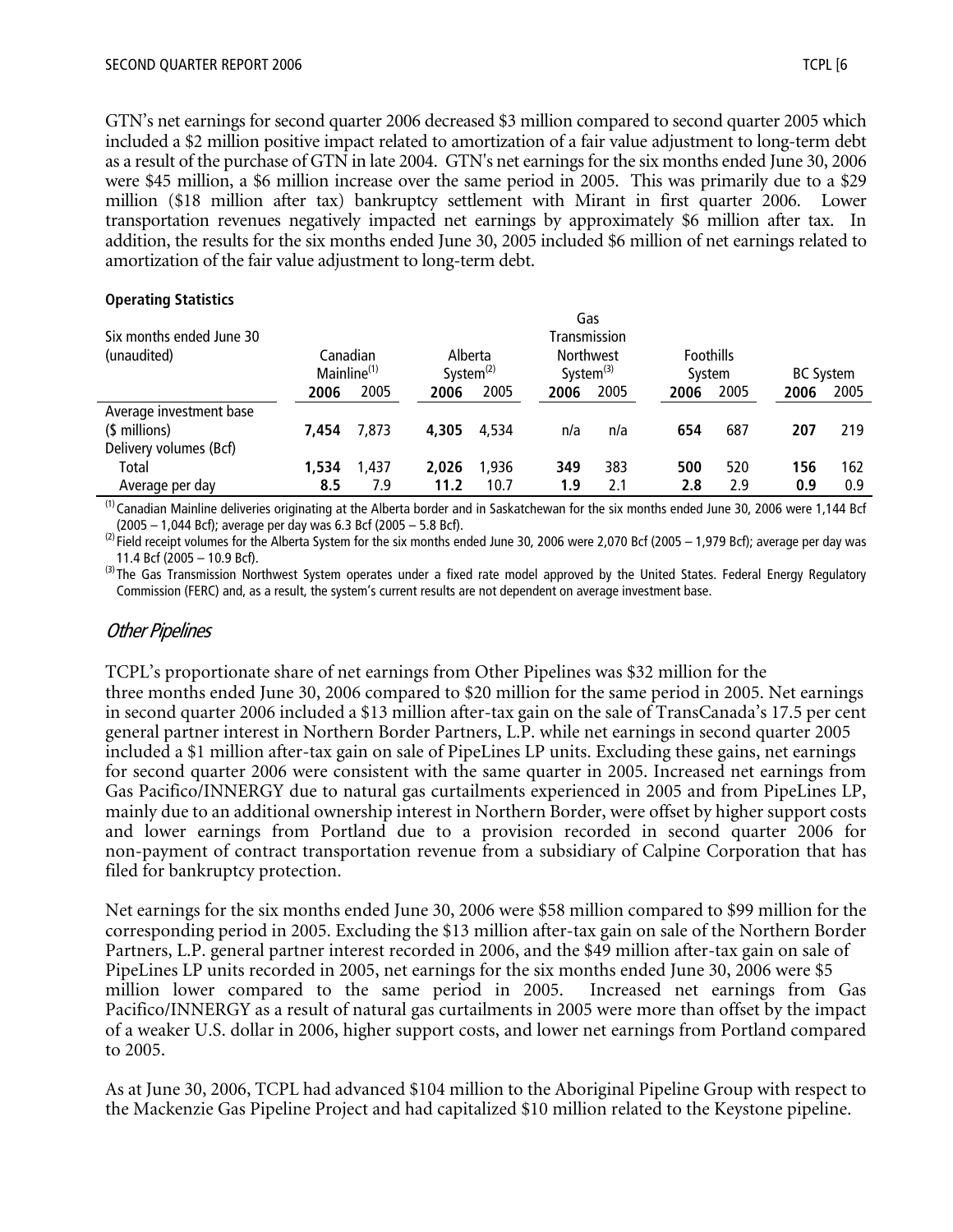GTN's net earnings for second quarter 2006 decreased $3 million compared to second quarter 2005 which included a $2 million positive impact related to amortization of a fair value adjustment to long-term debt as a result of the purchase of GTN in late 2004. GTN's net earnings for the six months ended June 30, 2006 were $45 million, a $6 million increase over the same period in 2005. This was primarily due to a $29 million ($18 million after tax) bankruptcy settlement with Mirant in first quarter 2006. Lower transportation revenues negatively impacted net earnings by approximately $6 million after tax. In addition, the results for the six months ended June 30, 2005 included $6 million of net earnings related to amortization of the fair value adjustment to long-term debt.

**Operating Statistics**

| Six months ended June 30 (unaudited) | Canadian Mainline[1] | | Alberta System[2] | | Gas Transmission Northwest System[3] | | Foothills System | | BC System | |
|---|---|---|---|---|---|---|---|---|---|---|
| | **2006** | 2005 | **2006** | 2005 | **2006** | 2005 | **2006** | 2005 | **2006** | 2005 |
| Average investment base ($ millions) | **7,454** | 7,873 | **4,305** | 4,534 | n/a | n/a | **654** | 687 | **207** | 219 |
| Delivery volumes (Bcf) | | | | | | | | | | |
| Total | **1,534** | 1,437 | **2,026** | 1,936 | **349** | 383 | **500** | 520 | **156** | 162 |
| Average per day | **8.5** | 7.9 | **11.2** | 10.7 | **1.9** | 2.1 | **2.8** | 2.9 | **0.9** | 0.9 |

[1] Canadian Mainline deliveries originating at the Alberta border and in Saskatchewan for the six months ended June 30, 2006 were 1,144 Bcf (2005 – 1,044 Bcf); average per day was 6.3 Bcf (2005 – 5.8 Bcf).

[2] Field receipt volumes for the Alberta System for the six months ended June 30, 2006 were 2,070 Bcf (2005 – 1,979 Bcf); average per day was 11.4 Bcf (2005 – 10.9 Bcf).

[3] The Gas Transmission Northwest System operates under a fixed rate model approved by the United States. Federal Energy Regulatory Commission (FERC) and, as a result, the system's current results are not dependent on average investment base.

## *Other Pipelines*

TCPL's proportionate share of net earnings from Other Pipelines was $32 million for the three months ended June 30, 2006 compared to $20 million for the same period in 2005. Net earnings in second quarter 2006 included a $13 million after-tax gain on the sale of TransCanada's 17.5 per cent general partner interest in Northern Border Partners, L.P. while net earnings in second quarter 2005 included a $1 million after-tax gain on sale of PipeLines LP units. Excluding these gains, net earnings for second quarter 2006 were consistent with the same quarter in 2005. Increased net earnings from Gas Pacifico/INNERGY due to natural gas curtailments experienced in 2005 and from PipeLines LP, mainly due to an additional ownership interest in Northern Border, were offset by higher support costs and lower earnings from Portland due to a provision recorded in second quarter 2006 for non-payment of contract transportation revenue from a subsidiary of Calpine Corporation that has filed for bankruptcy protection.

Net earnings for the six months ended June 30, 2006 were $58 million compared to $99 million for the corresponding period in 2005. Excluding the $13 million after-tax gain on sale of the Northern Border Partners, L.P. general partner interest recorded in 2006, and the $49 million after-tax gain on sale of PipeLines LP units recorded in 2005, net earnings for the six months ended June 30, 2006 were $5 million lower compared to the same period in 2005. Increased net earnings from Gas Pacifico/INNERGY as a result of natural gas curtailments in 2005 were more than offset by the impact of a weaker U.S. dollar in 2006, higher support costs, and lower net earnings from Portland compared to 2005.

As at June 30, 2006, TCPL had advanced $104 million to the Aboriginal Pipeline Group with respect to the Mackenzie Gas Pipeline Project and had capitalized $10 million related to the Keystone pipeline.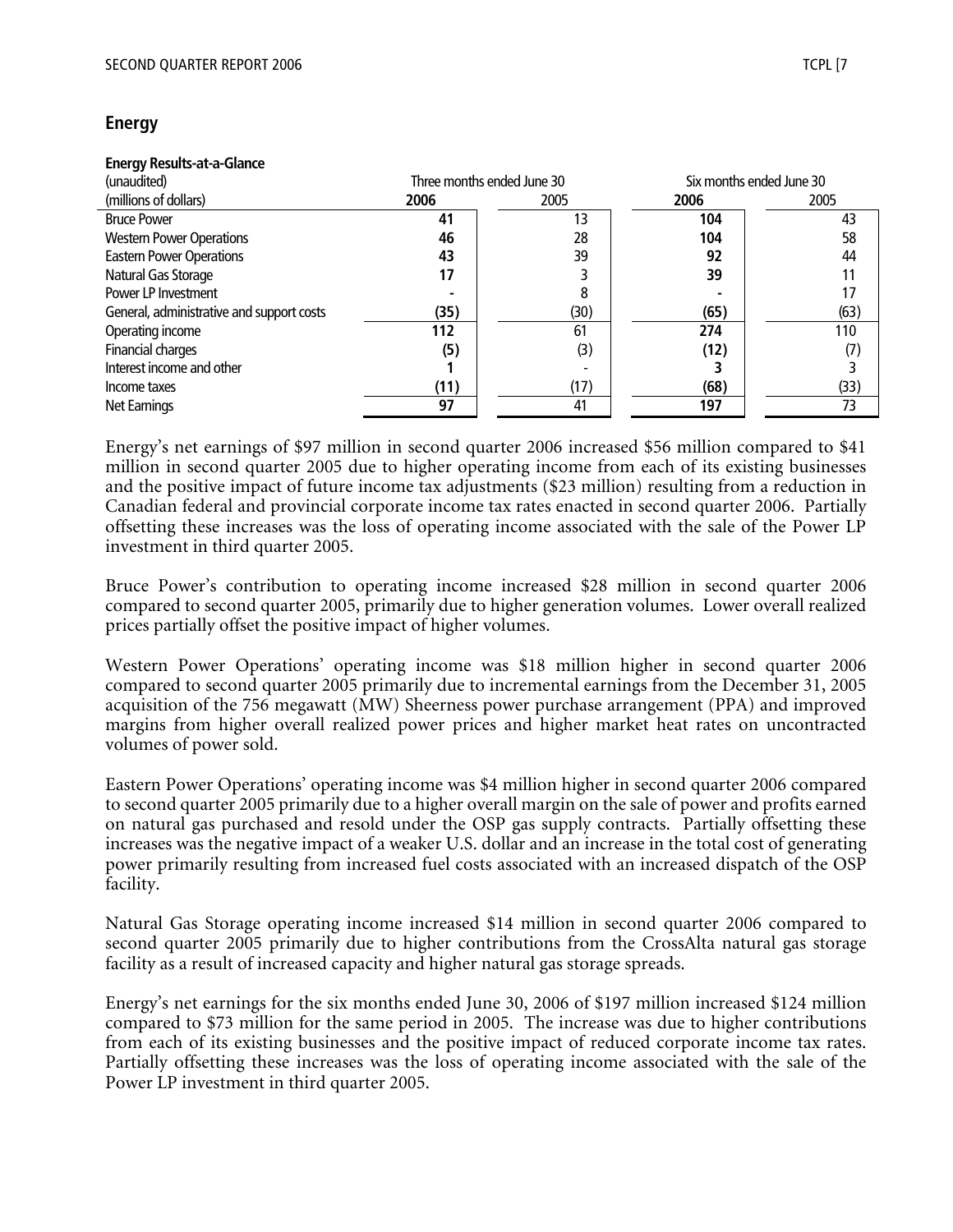## Energy

**Energy Results-at-a-Glance**

| (unaudited) | Three months ended June 30 | | Six months ended June 30 | |
|---|---|---|---|---|
| (millions of dollars) | **2006** | 2005 | **2006** | 2005 |
| Bruce Power | **41** | 13 | **104** | 43 |
| Western Power Operations | **46** | 28 | **104** | 58 |
| Eastern Power Operations | **43** | 39 | **92** | 44 |
| Natural Gas Storage | **17** | 3 | **39** | 11 |
| Power LP Investment | **-** | 8 | **-** | 17 |
| General, administrative and support costs | **(35)** | (30) | **(65)** | (63) |
| Operating income | **112** | 61 | **274** | 110 |
| Financial charges | **(5)** | (3) | **(12)** | (7) |
| Interest income and other | **1** | - | **3** | 3 |
| Income taxes | **(11)** | (17) | **(68)** | (33) |
| Net Earnings | **97** | 41 | **197** | 73 |

Energy's net earnings of $97 million in second quarter 2006 increased $56 million compared to $41 million in second quarter 2005 due to higher operating income from each of its existing businesses and the positive impact of future income tax adjustments ($23 million) resulting from a reduction in Canadian federal and provincial corporate income tax rates enacted in second quarter 2006. Partially offsetting these increases was the loss of operating income associated with the sale of the Power LP investment in third quarter 2005.

Bruce Power's contribution to operating income increased $28 million in second quarter 2006 compared to second quarter 2005, primarily due to higher generation volumes. Lower overall realized prices partially offset the positive impact of higher volumes.

Western Power Operations' operating income was $18 million higher in second quarter 2006 compared to second quarter 2005 primarily due to incremental earnings from the December 31, 2005 acquisition of the 756 megawatt (MW) Sheerness power purchase arrangement (PPA) and improved margins from higher overall realized power prices and higher market heat rates on uncontracted volumes of power sold.

Eastern Power Operations' operating income was $4 million higher in second quarter 2006 compared to second quarter 2005 primarily due to a higher overall margin on the sale of power and profits earned on natural gas purchased and resold under the OSP gas supply contracts. Partially offsetting these increases was the negative impact of a weaker U.S. dollar and an increase in the total cost of generating power primarily resulting from increased fuel costs associated with an increased dispatch of the OSP facility.

Natural Gas Storage operating income increased $14 million in second quarter 2006 compared to second quarter 2005 primarily due to higher contributions from the CrossAlta natural gas storage facility as a result of increased capacity and higher natural gas storage spreads.

Energy's net earnings for the six months ended June 30, 2006 of $197 million increased $124 million compared to $73 million for the same period in 2005. The increase was due to higher contributions from each of its existing businesses and the positive impact of reduced corporate income tax rates. Partially offsetting these increases was the loss of operating income associated with the sale of the Power LP investment in third quarter 2005.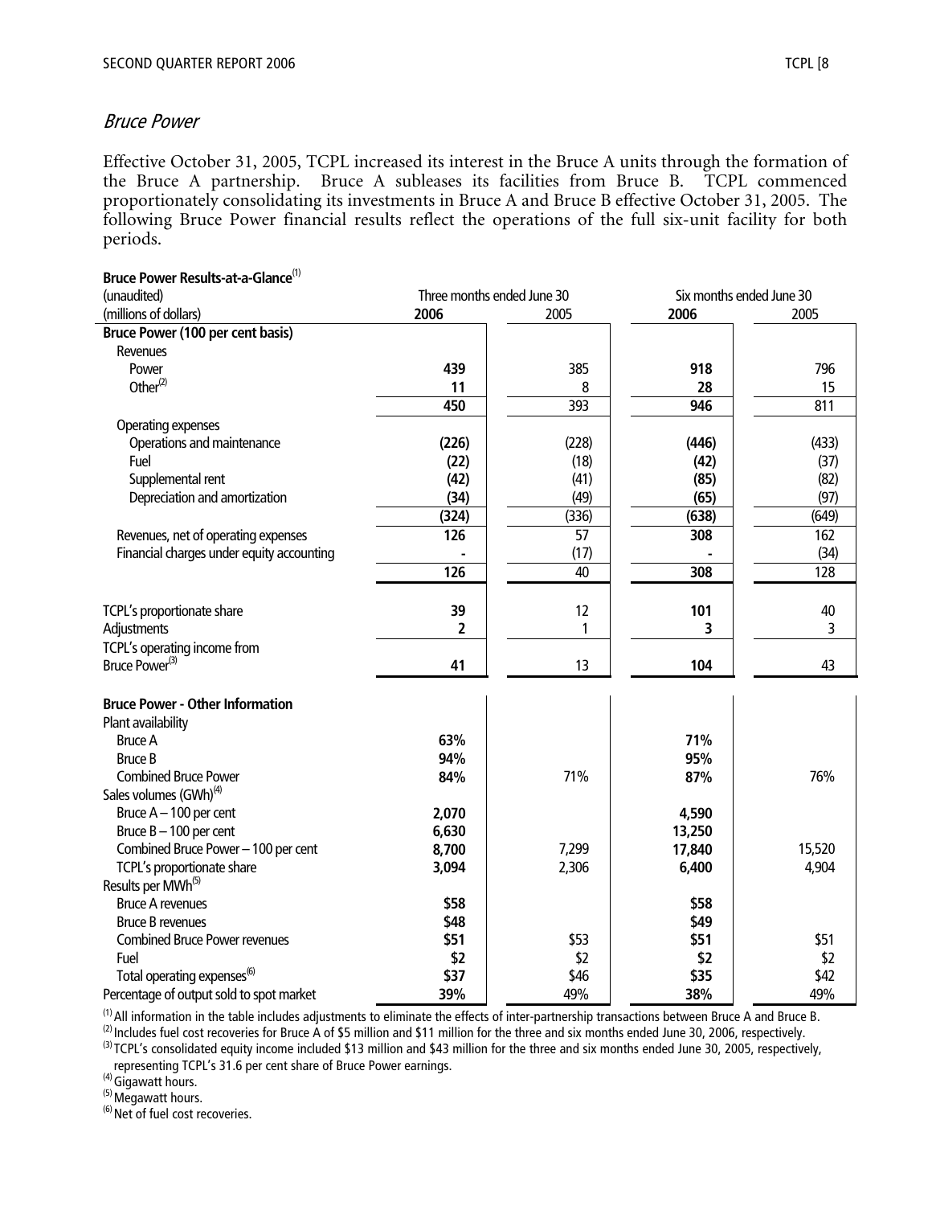## *Bruce Power*

Effective October 31, 2005, TCPL increased its interest in the Bruce A units through the formation of the Bruce A partnership. Bruce A subleases its facilities from Bruce B. TCPL commenced proportionately consolidating its investments in Bruce A and Bruce B effective October 31, 2005. The following Bruce Power financial results reflect the operations of the full six-unit facility for both periods.

**Bruce Power Results-at-a-Glance**[1]

| (unaudited) | Three months ended June 30 | | Six months ended June 30 | |
|---|---|---|---|---|
| (millions of dollars) | **2006** | 2005 | **2006** | 2005 |
| **Bruce Power (100 per cent basis)** | | | | |
| Revenues | | | | |
| Power | **439** | 385 | **918** | 796 |
| Other[2] | **11** | 8 | **28** | 15 |
| | **450** | 393 | **946** | 811 |
| Operating expenses | | | | |
| Operations and maintenance | **(226)** | (228) | **(446)** | (433) |
| Fuel | **(22)** | (18) | **(42)** | (37) |
| Supplemental rent | **(42)** | (41) | **(85)** | (82) |
| Depreciation and amortization | **(34)** | (49) | **(65)** | (97) |
| | **(324)** | (336) | **(638)** | (649) |
| Revenues, net of operating expenses | **126** | 57 | **308** | 162 |
| Financial charges under equity accounting | **-** | (17) | **-** | (34) |
| | **126** | 40 | **308** | 128 |
| | | | | |
| TCPL's proportionate share | **39** | 12 | **101** | 40 |
| Adjustments | **2** | 1 | **3** | 3 |
| TCPL's operating income from Bruce Power[3] | **41** | 13 | **104** | 43 |
| | | | | |
| **Bruce Power - Other Information** | | | | |
| Plant availability | | | | |
| Bruce A | **63%** | | **71%** | |
| Bruce B | **94%** | | **95%** | |
| Combined Bruce Power | **84%** | 71% | **87%** | 76% |
| Sales volumes (GWh)[4] | | | | |
| Bruce A – 100 per cent | **2,070** | | **4,590** | |
| Bruce B – 100 per cent | **6,630** | | **13,250** | |
| Combined Bruce Power – 100 per cent | **8,700** | 7,299 | **17,840** | 15,520 |
| TCPL's proportionate share | **3,094** | 2,306 | **6,400** | 4,904 |
| Results per MWh[5] | | | | |
| Bruce A revenues | **$58** | | **$58** | |
| Bruce B revenues | **$48** | | **$49** | |
| Combined Bruce Power revenues | **$51** | $53 | **$51** | $51 |
| Fuel | **$2** | $2 | **$2** | $2 |
| Total operating expenses[6] | **$37** | $46 | **$35** | $42 |
| Percentage of output sold to spot market | **39%** | 49% | **38%** | 49% |

[1] All information in the table includes adjustments to eliminate the effects of inter-partnership transactions between Bruce A and Bruce B.
[2] Includes fuel cost recoveries for Bruce A of $5 million and $11 million for the three and six months ended June 30, 2006, respectively.
[3] TCPL's consolidated equity income included $13 million and $43 million for the three and six months ended June 30, 2005, respectively, representing TCPL's 31.6 per cent share of Bruce Power earnings.
[4] Gigawatt hours.
[5] Megawatt hours.
[6] Net of fuel cost recoveries.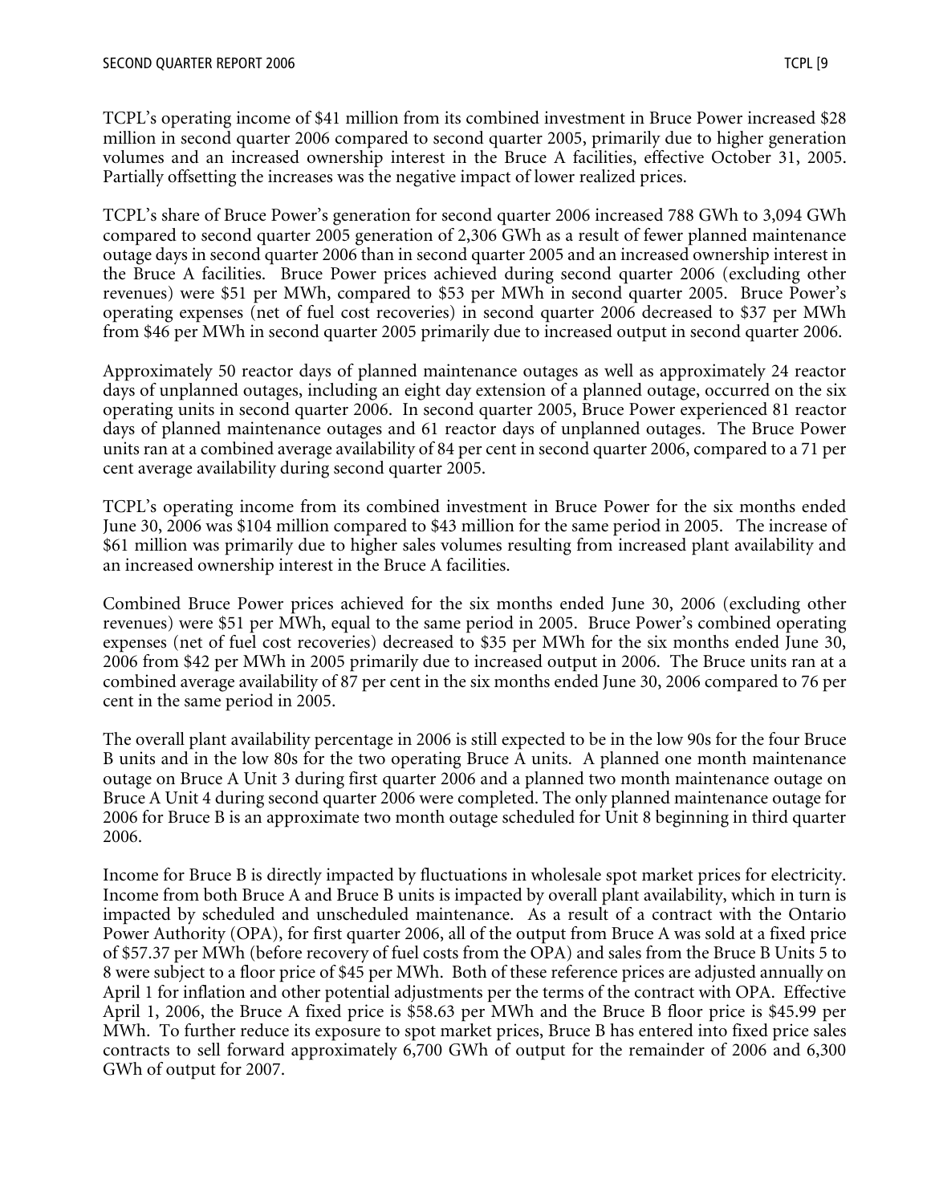TCPL's operating income of $41 million from its combined investment in Bruce Power increased $28 million in second quarter 2006 compared to second quarter 2005, primarily due to higher generation volumes and an increased ownership interest in the Bruce A facilities, effective October 31, 2005. Partially offsetting the increases was the negative impact of lower realized prices.

TCPL's share of Bruce Power's generation for second quarter 2006 increased 788 GWh to 3,094 GWh compared to second quarter 2005 generation of 2,306 GWh as a result of fewer planned maintenance outage days in second quarter 2006 than in second quarter 2005 and an increased ownership interest in the Bruce A facilities. Bruce Power prices achieved during second quarter 2006 (excluding other revenues) were $51 per MWh, compared to $53 per MWh in second quarter 2005. Bruce Power's operating expenses (net of fuel cost recoveries) in second quarter 2006 decreased to $37 per MWh from $46 per MWh in second quarter 2005 primarily due to increased output in second quarter 2006.

Approximately 50 reactor days of planned maintenance outages as well as approximately 24 reactor days of unplanned outages, including an eight day extension of a planned outage, occurred on the six operating units in second quarter 2006. In second quarter 2005, Bruce Power experienced 81 reactor days of planned maintenance outages and 61 reactor days of unplanned outages. The Bruce Power units ran at a combined average availability of 84 per cent in second quarter 2006, compared to a 71 per cent average availability during second quarter 2005.

TCPL's operating income from its combined investment in Bruce Power for the six months ended June 30, 2006 was $104 million compared to $43 million for the same period in 2005. The increase of $61 million was primarily due to higher sales volumes resulting from increased plant availability and an increased ownership interest in the Bruce A facilities.

Combined Bruce Power prices achieved for the six months ended June 30, 2006 (excluding other revenues) were $51 per MWh, equal to the same period in 2005. Bruce Power's combined operating expenses (net of fuel cost recoveries) decreased to $35 per MWh for the six months ended June 30, 2006 from $42 per MWh in 2005 primarily due to increased output in 2006. The Bruce units ran at a combined average availability of 87 per cent in the six months ended June 30, 2006 compared to 76 per cent in the same period in 2005.

The overall plant availability percentage in 2006 is still expected to be in the low 90s for the four Bruce B units and in the low 80s for the two operating Bruce A units. A planned one month maintenance outage on Bruce A Unit 3 during first quarter 2006 and a planned two month maintenance outage on Bruce A Unit 4 during second quarter 2006 were completed. The only planned maintenance outage for 2006 for Bruce B is an approximate two month outage scheduled for Unit 8 beginning in third quarter 2006.

Income for Bruce B is directly impacted by fluctuations in wholesale spot market prices for electricity. Income from both Bruce A and Bruce B units is impacted by overall plant availability, which in turn is impacted by scheduled and unscheduled maintenance. As a result of a contract with the Ontario Power Authority (OPA), for first quarter 2006, all of the output from Bruce A was sold at a fixed price of $57.37 per MWh (before recovery of fuel costs from the OPA) and sales from the Bruce B Units 5 to 8 were subject to a floor price of $45 per MWh. Both of these reference prices are adjusted annually on April 1 for inflation and other potential adjustments per the terms of the contract with OPA. Effective April 1, 2006, the Bruce A fixed price is $58.63 per MWh and the Bruce B floor price is $45.99 per MWh. To further reduce its exposure to spot market prices, Bruce B has entered into fixed price sales contracts to sell forward approximately 6,700 GWh of output for the remainder of 2006 and 6,300 GWh of output for 2007.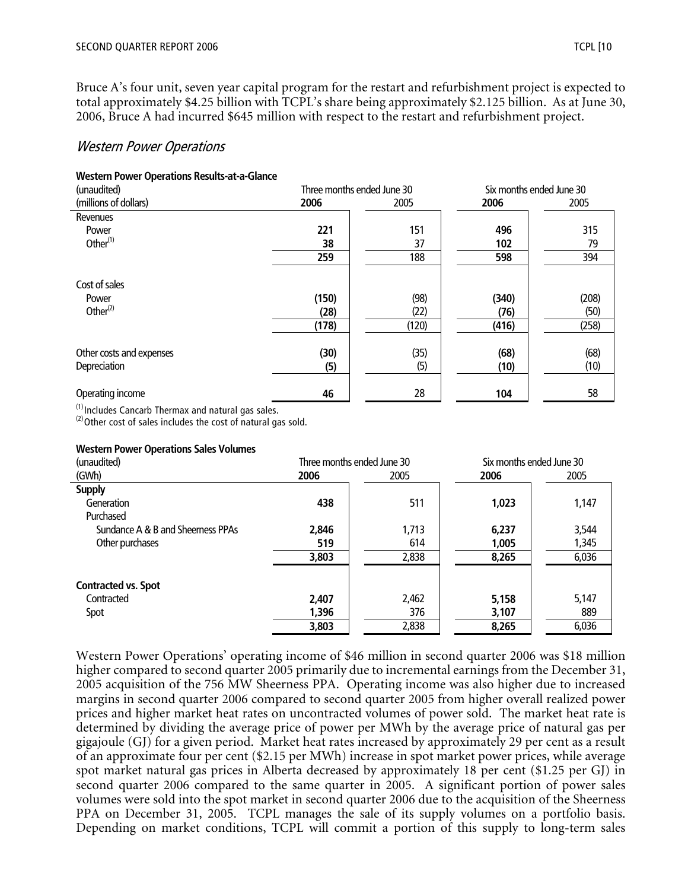Bruce A's four unit, seven year capital program for the restart and refurbishment project is expected to total approximately $4.25 billion with TCPL's share being approximately $2.125 billion. As at June 30, 2006, Bruce A had incurred $645 million with respect to the restart and refurbishment project.

## *Western Power Operations*

**Western Power Operations Results-at-a-Glance**

| (unaudited) | Three months ended June 30 | | Six months ended June 30 | |
|---|---|---|---|---|
| (millions of dollars) | **2006** | 2005 | **2006** | 2005 |
| Revenues | | | | |
| Power | **221** | 151 | **496** | 315 |
| Other[1] | **38** | 37 | **102** | 79 |
| | **259** | 188 | **598** | 394 |
| Cost of sales | | | | |
| Power | **(150)** | (98) | **(340)** | (208) |
| Other[2] | **(28)** | (22) | **(76)** | (50) |
| | **(178)** | (120) | **(416)** | (258) |
| Other costs and expenses | **(30)** | (35) | **(68)** | (68) |
| Depreciation | **(5)** | (5) | **(10)** | (10) |
| Operating income | **46** | 28 | **104** | 58 |

[1] Includes Cancarb Thermax and natural gas sales.
[2] Other cost of sales includes the cost of natural gas sold.

**Western Power Operations Sales Volumes**

| (unaudited) | Three months ended June 30 | | Six months ended June 30 | |
|---|---|---|---|---|
| (GWh) | **2006** | 2005 | **2006** | 2005 |
| **Supply** | | | | |
| Generation | **438** | 511 | **1,023** | 1,147 |
| Purchased | | | | |
| Sundance A & B and Sheerness PPAs | **2,846** | 1,713 | **6,237** | 3,544 |
| Other purchases | **519** | 614 | **1,005** | 1,345 |
| | **3,803** | 2,838 | **8,265** | 6,036 |
| **Contracted vs. Spot** | | | | |
| Contracted | **2,407** | 2,462 | **5,158** | 5,147 |
| Spot | **1,396** | 376 | **3,107** | 889 |
| | **3,803** | 2,838 | **8,265** | 6,036 |

Western Power Operations' operating income of $46 million in second quarter 2006 was $18 million higher compared to second quarter 2005 primarily due to incremental earnings from the December 31, 2005 acquisition of the 756 MW Sheerness PPA. Operating income was also higher due to increased margins in second quarter 2006 compared to second quarter 2005 from higher overall realized power prices and higher market heat rates on uncontracted volumes of power sold. The market heat rate is determined by dividing the average price of power per MWh by the average price of natural gas per gigajoule (GJ) for a given period. Market heat rates increased by approximately 29 per cent as a result of an approximate four per cent ($2.15 per MWh) increase in spot market power prices, while average spot market natural gas prices in Alberta decreased by approximately 18 per cent ($1.25 per GJ) in second quarter 2006 compared to the same quarter in 2005. A significant portion of power sales volumes were sold into the spot market in second quarter 2006 due to the acquisition of the Sheerness PPA on December 31, 2005. TCPL manages the sale of its supply volumes on a portfolio basis. Depending on market conditions, TCPL will commit a portion of this supply to long-term sales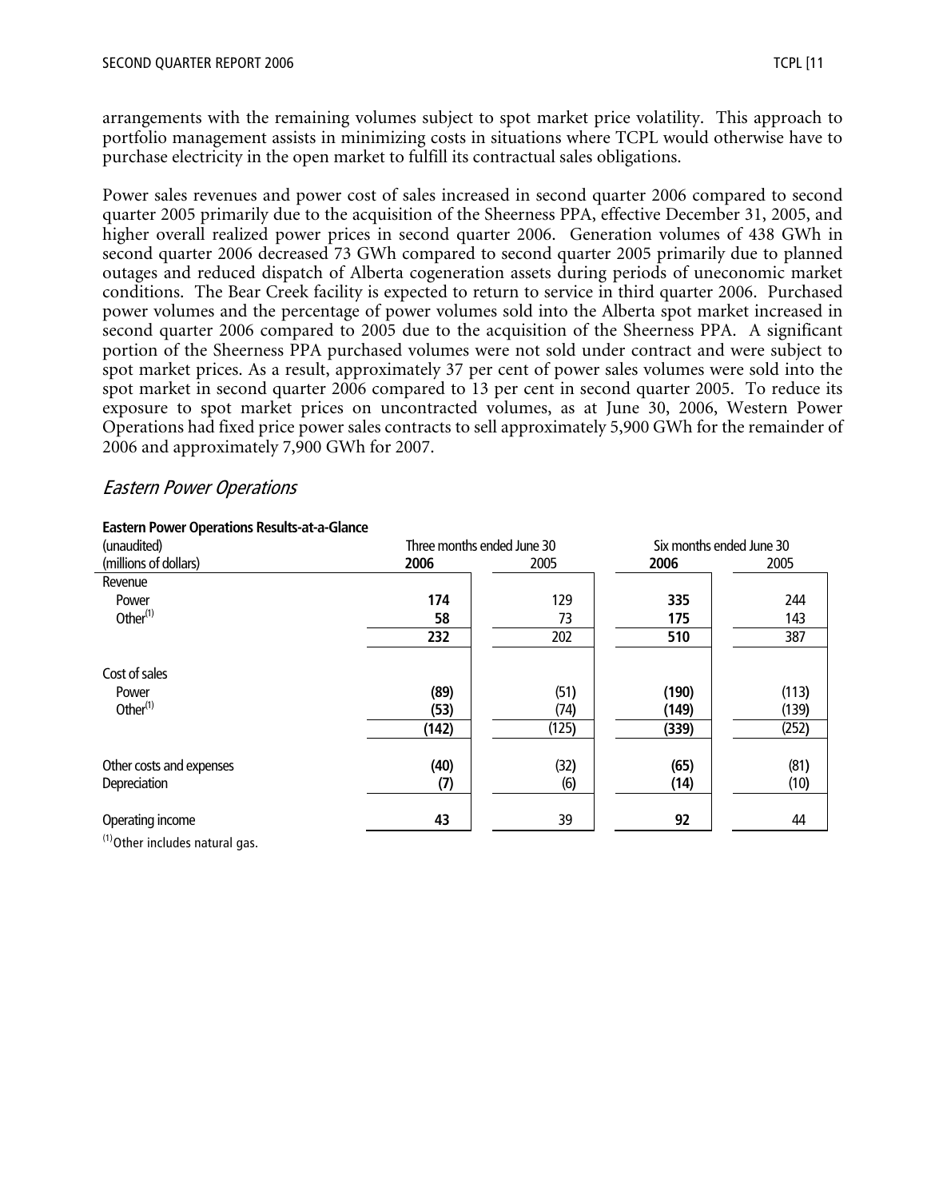arrangements with the remaining volumes subject to spot market price volatility. This approach to portfolio management assists in minimizing costs in situations where TCPL would otherwise have to purchase electricity in the open market to fulfill its contractual sales obligations.

Power sales revenues and power cost of sales increased in second quarter 2006 compared to second quarter 2005 primarily due to the acquisition of the Sheerness PPA, effective December 31, 2005, and higher overall realized power prices in second quarter 2006. Generation volumes of 438 GWh in second quarter 2006 decreased 73 GWh compared to second quarter 2005 primarily due to planned outages and reduced dispatch of Alberta cogeneration assets during periods of uneconomic market conditions. The Bear Creek facility is expected to return to service in third quarter 2006. Purchased power volumes and the percentage of power volumes sold into the Alberta spot market increased in second quarter 2006 compared to 2005 due to the acquisition of the Sheerness PPA. A significant portion of the Sheerness PPA purchased volumes were not sold under contract and were subject to spot market prices. As a result, approximately 37 per cent of power sales volumes were sold into the spot market in second quarter 2006 compared to 13 per cent in second quarter 2005. To reduce its exposure to spot market prices on uncontracted volumes, as at June 30, 2006, Western Power Operations had fixed price power sales contracts to sell approximately 5,900 GWh for the remainder of 2006 and approximately 7,900 GWh for 2007.

## *Eastern Power Operations*

**Eastern Power Operations Results-at-a-Glance**

| (unaudited) | Three months ended June 30 | | Six months ended June 30 | |
|---|---|---|---|---|
| (millions of dollars) | **2006** | 2005 | **2006** | 2005 |
| Revenue | | | | |
| Power | **174** | 129 | **335** | 244 |
| Other[(1)] | **58** | 73 | **175** | 143 |
| | **232** | 202 | **510** | 387 |
| Cost of sales | | | | |
| Power | **(89)** | (51) | **(190)** | (113) |
| Other[(1)] | **(53)** | (74) | **(149)** | (139) |
| | **(142)** | (125) | **(339)** | (252) |
| Other costs and expenses | **(40)** | (32) | **(65)** | (81) |
| Depreciation | **(7)** | (6) | **(14)** | (10) |
| Operating income | **43** | 39 | **92** | 44 |

[(1)] Other includes natural gas.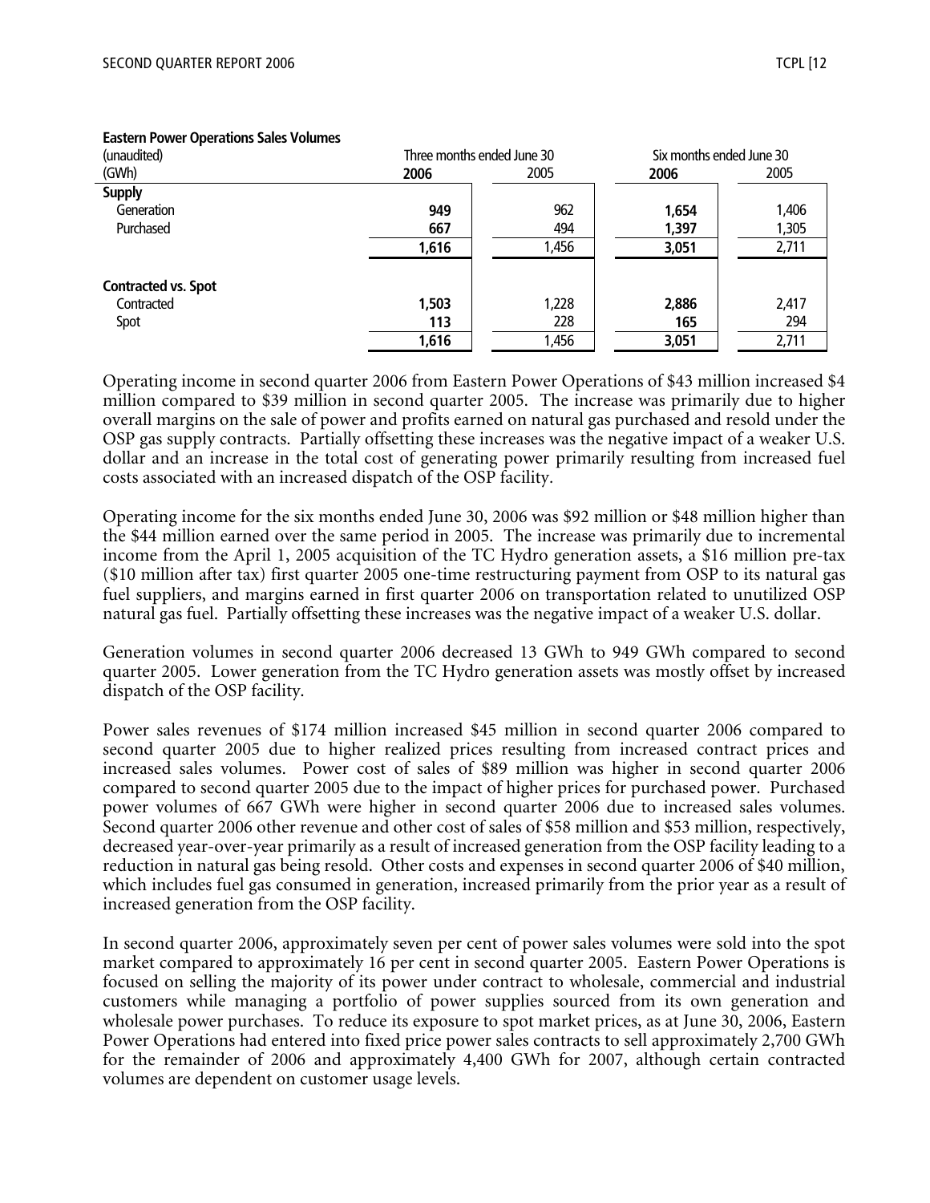**Eastern Power Operations Sales Volumes**

| (unaudited) (GWh) | Three months ended June 30 2006 | Three months ended June 30 2005 | Six months ended June 30 2006 | Six months ended June 30 2005 |
|---|---|---|---|---|
| **Supply** | | | | |
| Generation | **949** | 962 | **1,654** | 1,406 |
| Purchased | **667** | 494 | **1,397** | 1,305 |
| | **1,616** | 1,456 | **3,051** | 2,711 |
| **Contracted vs. Spot** | | | | |
| Contracted | **1,503** | 1,228 | **2,886** | 2,417 |
| Spot | **113** | 228 | **165** | 294 |
| | **1,616** | 1,456 | **3,051** | 2,711 |

Operating income in second quarter 2006 from Eastern Power Operations of $43 million increased $4 million compared to $39 million in second quarter 2005. The increase was primarily due to higher overall margins on the sale of power and profits earned on natural gas purchased and resold under the OSP gas supply contracts. Partially offsetting these increases was the negative impact of a weaker U.S. dollar and an increase in the total cost of generating power primarily resulting from increased fuel costs associated with an increased dispatch of the OSP facility.

Operating income for the six months ended June 30, 2006 was $92 million or $48 million higher than the $44 million earned over the same period in 2005. The increase was primarily due to incremental income from the April 1, 2005 acquisition of the TC Hydro generation assets, a $16 million pre-tax ($10 million after tax) first quarter 2005 one-time restructuring payment from OSP to its natural gas fuel suppliers, and margins earned in first quarter 2006 on transportation related to unutilized OSP natural gas fuel. Partially offsetting these increases was the negative impact of a weaker U.S. dollar.

Generation volumes in second quarter 2006 decreased 13 GWh to 949 GWh compared to second quarter 2005. Lower generation from the TC Hydro generation assets was mostly offset by increased dispatch of the OSP facility.

Power sales revenues of $174 million increased $45 million in second quarter 2006 compared to second quarter 2005 due to higher realized prices resulting from increased contract prices and increased sales volumes. Power cost of sales of $89 million was higher in second quarter 2006 compared to second quarter 2005 due to the impact of higher prices for purchased power. Purchased power volumes of 667 GWh were higher in second quarter 2006 due to increased sales volumes. Second quarter 2006 other revenue and other cost of sales of $58 million and $53 million, respectively, decreased year-over-year primarily as a result of increased generation from the OSP facility leading to a reduction in natural gas being resold. Other costs and expenses in second quarter 2006 of $40 million, which includes fuel gas consumed in generation, increased primarily from the prior year as a result of increased generation from the OSP facility.

In second quarter 2006, approximately seven per cent of power sales volumes were sold into the spot market compared to approximately 16 per cent in second quarter 2005. Eastern Power Operations is focused on selling the majority of its power under contract to wholesale, commercial and industrial customers while managing a portfolio of power supplies sourced from its own generation and wholesale power purchases. To reduce its exposure to spot market prices, as at June 30, 2006, Eastern Power Operations had entered into fixed price power sales contracts to sell approximately 2,700 GWh for the remainder of 2006 and approximately 4,400 GWh for 2007, although certain contracted volumes are dependent on customer usage levels.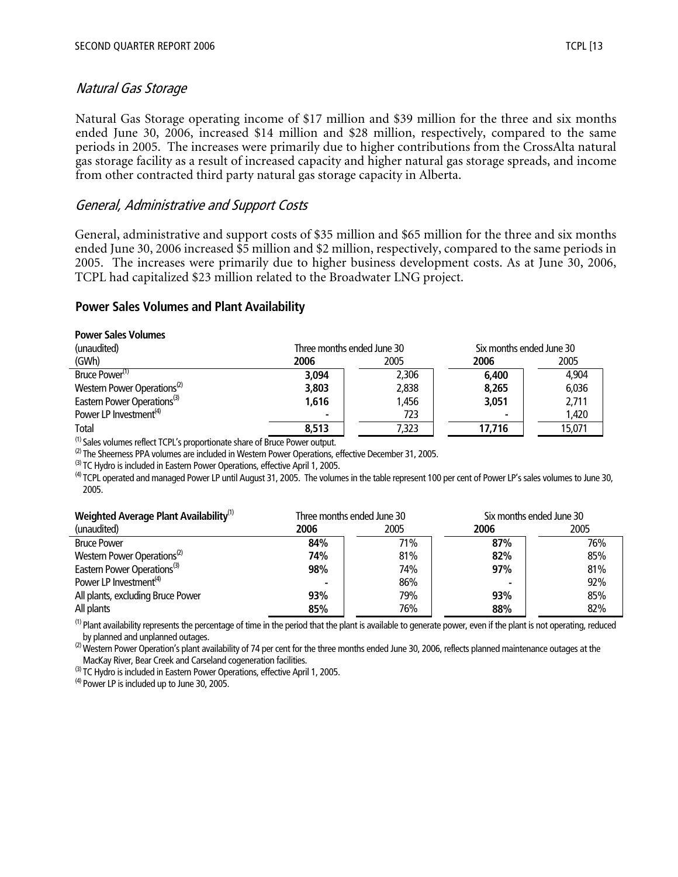## *Natural Gas Storage*

Natural Gas Storage operating income of $17 million and $39 million for the three and six months ended June 30, 2006, increased $14 million and $28 million, respectively, compared to the same periods in 2005. The increases were primarily due to higher contributions from the CrossAlta natural gas storage facility as a result of increased capacity and higher natural gas storage spreads, and income from other contracted third party natural gas storage capacity in Alberta.

## *General, Administrative and Support Costs*

General, administrative and support costs of $35 million and $65 million for the three and six months ended June 30, 2006 increased $5 million and $2 million, respectively, compared to the same periods in 2005. The increases were primarily due to higher business development costs. As at June 30, 2006, TCPL had capitalized $23 million related to the Broadwater LNG project.

## Power Sales Volumes and Plant Availability

**Power Sales Volumes**

| (unaudited) | Three months ended June 30 | | Six months ended June 30 | |
|---|---|---|---|---|
| (GWh) | **2006** | 2005 | **2006** | 2005 |
| Bruce Power[(1)] | **3,094** | 2,306 | **6,400** | 4,904 |
| Western Power Operations[(2)] | **3,803** | 2,838 | **8,265** | 6,036 |
| Eastern Power Operations[(3)] | **1,616** | 1,456 | **3,051** | 2,711 |
| Power LP Investment[(4)] | **-** | 723 | **-** | 1,420 |
| Total | **8,513** | 7,323 | **17,716** | 15,071 |

(1) Sales volumes reflect TCPL's proportionate share of Bruce Power output.
(2) The Sheerness PPA volumes are included in Western Power Operations, effective December 31, 2005.
(3) TC Hydro is included in Eastern Power Operations, effective April 1, 2005.
(4) TCPL operated and managed Power LP until August 31, 2005. The volumes in the table represent 100 per cent of Power LP's sales volumes to June 30, 2005.

| **Weighted Average Plant Availability**[(1)] | Three months ended June 30 | | Six months ended June 30 | |
|---|---|---|---|---|
| (unaudited) | **2006** | 2005 | **2006** | 2005 |
| Bruce Power | **84%** | 71% | **87%** | 76% |
| Western Power Operations[(2)] | **74%** | 81% | **82%** | 85% |
| Eastern Power Operations[(3)] | **98%** | 74% | **97%** | 81% |
| Power LP Investment[(4)] | **-** | 86% | **-** | 92% |
| All plants, excluding Bruce Power | **93%** | 79% | **93%** | 85% |
| All plants | **85%** | 76% | **88%** | 82% |

(1) Plant availability represents the percentage of time in the period that the plant is available to generate power, even if the plant is not operating, reduced by planned and unplanned outages.
(2) Western Power Operation's plant availability of 74 per cent for the three months ended June 30, 2006, reflects planned maintenance outages at the MacKay River, Bear Creek and Carseland cogeneration facilities.
(3) TC Hydro is included in Eastern Power Operations, effective April 1, 2005.
(4) Power LP is included up to June 30, 2005.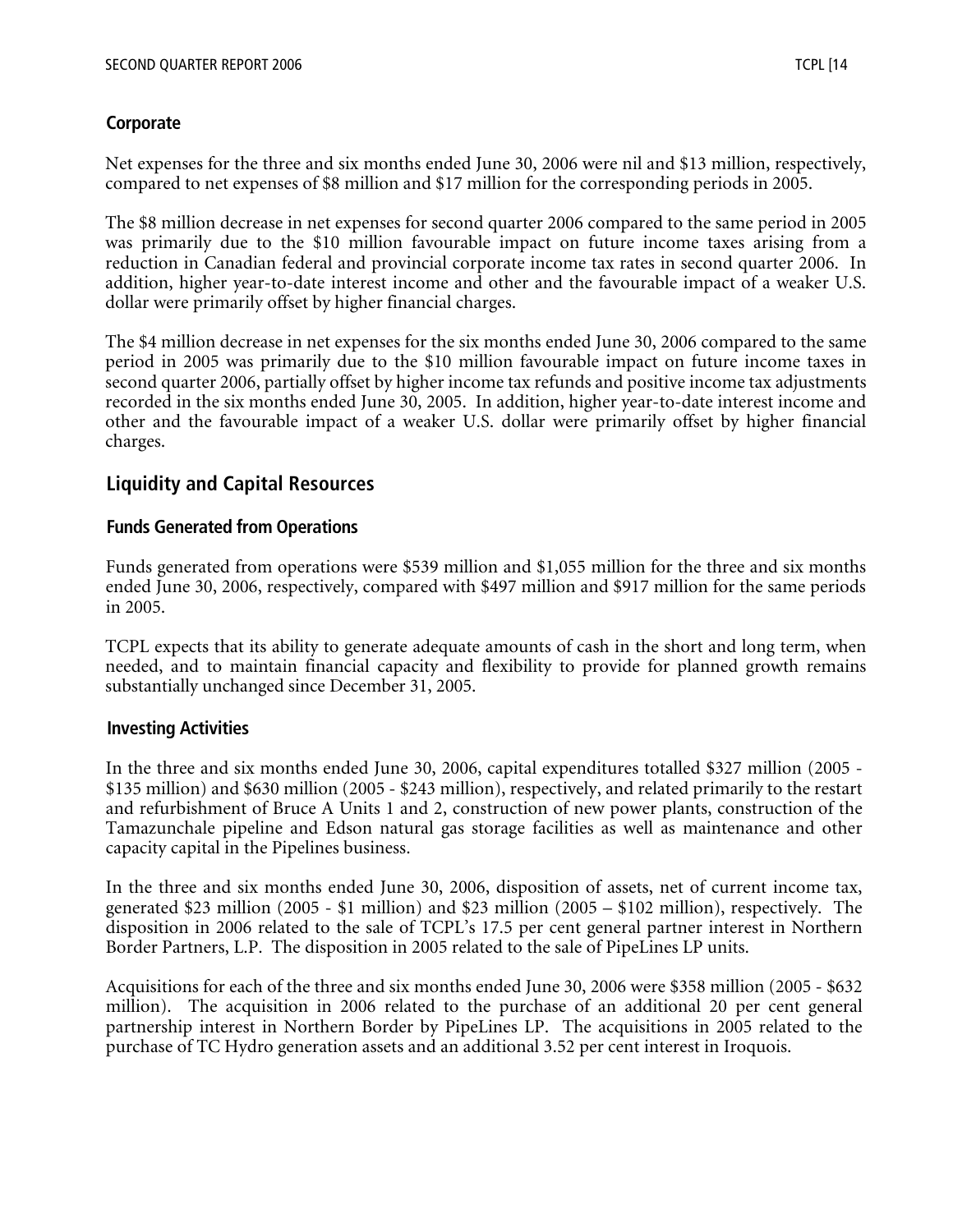### Corporate

Net expenses for the three and six months ended June 30, 2006 were nil and $13 million, respectively, compared to net expenses of $8 million and $17 million for the corresponding periods in 2005.

The $8 million decrease in net expenses for second quarter 2006 compared to the same period in 2005 was primarily due to the $10 million favourable impact on future income taxes arising from a reduction in Canadian federal and provincial corporate income tax rates in second quarter 2006. In addition, higher year-to-date interest income and other and the favourable impact of a weaker U.S. dollar were primarily offset by higher financial charges.

The $4 million decrease in net expenses for the six months ended June 30, 2006 compared to the same period in 2005 was primarily due to the $10 million favourable impact on future income taxes in second quarter 2006, partially offset by higher income tax refunds and positive income tax adjustments recorded in the six months ended June 30, 2005. In addition, higher year-to-date interest income and other and the favourable impact of a weaker U.S. dollar were primarily offset by higher financial charges.

## Liquidity and Capital Resources

### Funds Generated from Operations

Funds generated from operations were $539 million and $1,055 million for the three and six months ended June 30, 2006, respectively, compared with $497 million and $917 million for the same periods in 2005.

TCPL expects that its ability to generate adequate amounts of cash in the short and long term, when needed, and to maintain financial capacity and flexibility to provide for planned growth remains substantially unchanged since December 31, 2005.

### Investing Activities

In the three and six months ended June 30, 2006, capital expenditures totalled $327 million (2005 - $135 million) and $630 million (2005 - $243 million), respectively, and related primarily to the restart and refurbishment of Bruce A Units 1 and 2, construction of new power plants, construction of the Tamazunchale pipeline and Edson natural gas storage facilities as well as maintenance and other capacity capital in the Pipelines business.

In the three and six months ended June 30, 2006, disposition of assets, net of current income tax, generated $23 million (2005 - $1 million) and $23 million (2005 – $102 million), respectively. The disposition in 2006 related to the sale of TCPL's 17.5 per cent general partner interest in Northern Border Partners, L.P. The disposition in 2005 related to the sale of PipeLines LP units.

Acquisitions for each of the three and six months ended June 30, 2006 were $358 million (2005 - $632 million). The acquisition in 2006 related to the purchase of an additional 20 per cent general partnership interest in Northern Border by PipeLines LP. The acquisitions in 2005 related to the purchase of TC Hydro generation assets and an additional 3.52 per cent interest in Iroquois.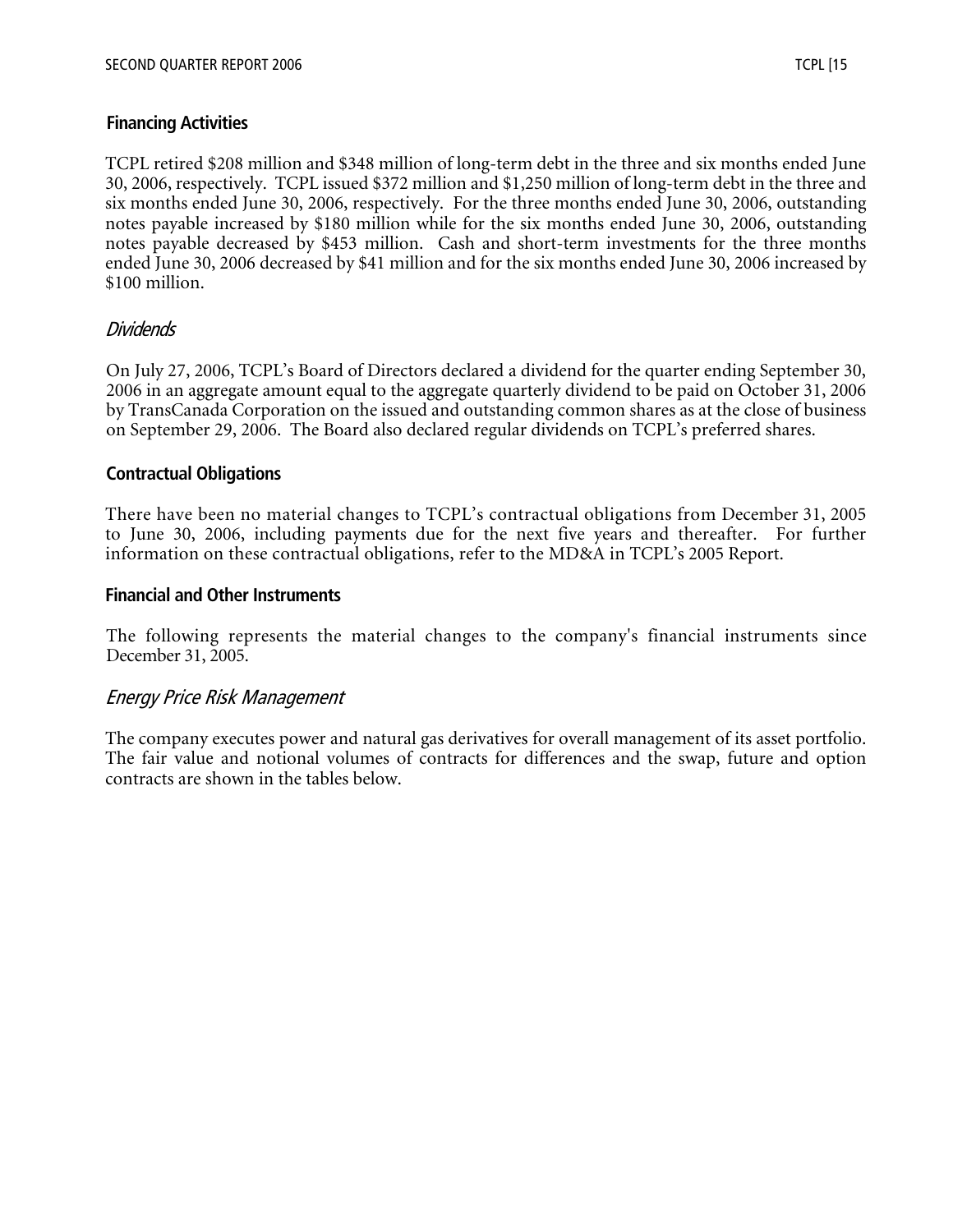## Financing Activities

TCPL retired $208 million and $348 million of long-term debt in the three and six months ended June 30, 2006, respectively. TCPL issued $372 million and $1,250 million of long-term debt in the three and six months ended June 30, 2006, respectively. For the three months ended June 30, 2006, outstanding notes payable increased by $180 million while for the six months ended June 30, 2006, outstanding notes payable decreased by $453 million. Cash and short-term investments for the three months ended June 30, 2006 decreased by $41 million and for the six months ended June 30, 2006 increased by $100 million.

### *Dividends*

On July 27, 2006, TCPL's Board of Directors declared a dividend for the quarter ending September 30, 2006 in an aggregate amount equal to the aggregate quarterly dividend to be paid on October 31, 2006 by TransCanada Corporation on the issued and outstanding common shares as at the close of business on September 29, 2006. The Board also declared regular dividends on TCPL's preferred shares.

## Contractual Obligations

There have been no material changes to TCPL's contractual obligations from December 31, 2005 to June 30, 2006, including payments due for the next five years and thereafter. For further information on these contractual obligations, refer to the MD&A in TCPL's 2005 Report.

## Financial and Other Instruments

The following represents the material changes to the company's financial instruments since December 31, 2005.

### *Energy Price Risk Management*

The company executes power and natural gas derivatives for overall management of its asset portfolio. The fair value and notional volumes of contracts for differences and the swap, future and option contracts are shown in the tables below.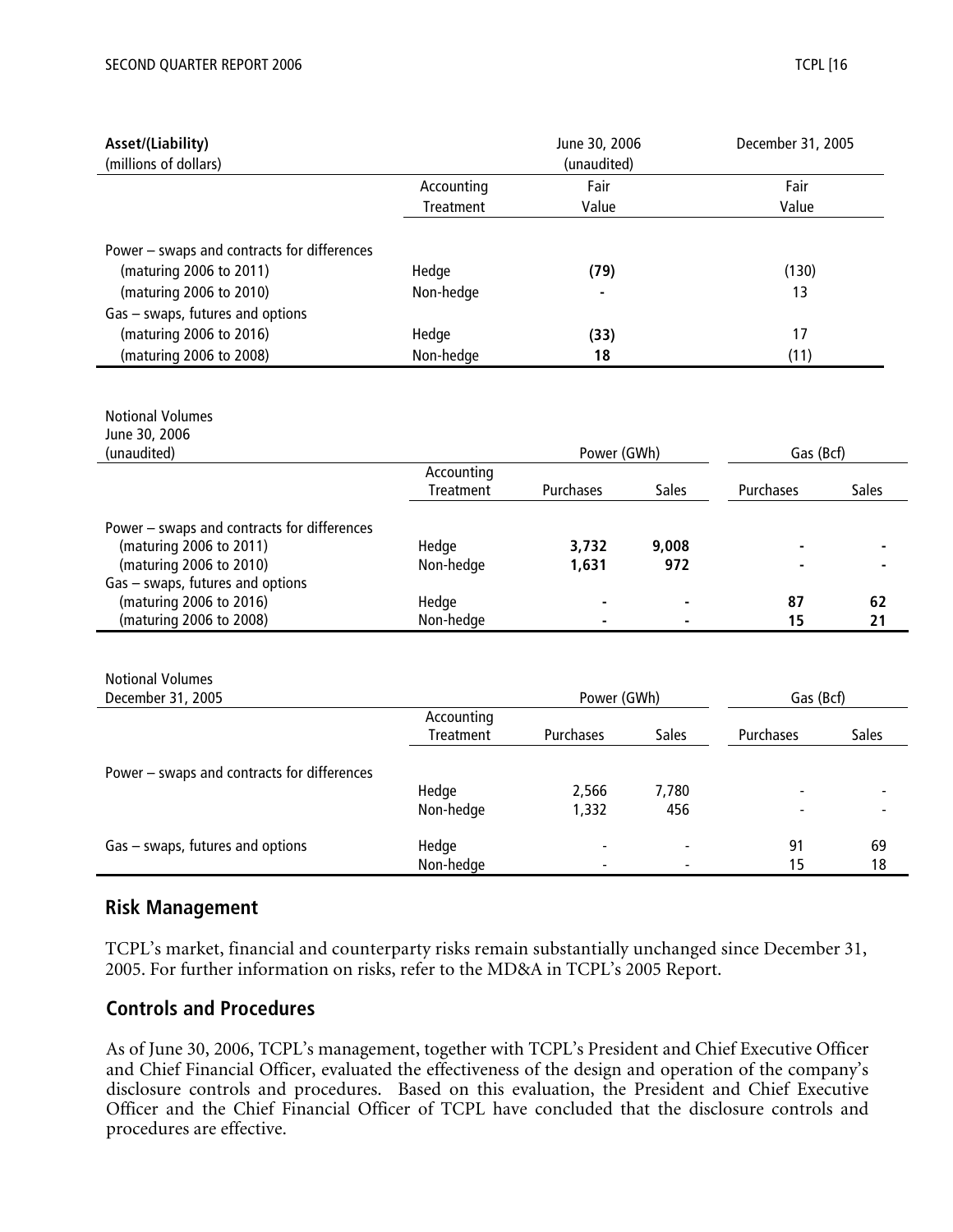| Asset/(Liability)<br>(millions of dollars) | | June 30, 2006<br>(unaudited) | December 31, 2005 |
|---|---|---|---|
| | Accounting Treatment | Fair Value | Fair Value |
| Power – swaps and contracts for differences | | | |
| (maturing 2006 to 2011) | Hedge | **(79)** | (130) |
| (maturing 2006 to 2010) | Non-hedge | **-** | 13 |
| Gas – swaps, futures and options | | | |
| (maturing 2006 to 2016) | Hedge | **(33)** | 17 |
| (maturing 2006 to 2008) | Non-hedge | **18** | (11) |

| Notional Volumes<br>June 30, 2006<br>(unaudited) | | Power (GWh) | | Gas (Bcf) | |
|---|---|---|---|---|---|
| | Accounting Treatment | Purchases | Sales | Purchases | Sales |
| Power – swaps and contracts for differences | | | | | |
| (maturing 2006 to 2011) | Hedge | **3,732** | **9,008** | **-** | **-** |
| (maturing 2006 to 2010) | Non-hedge | **1,631** | **972** | **-** | **-** |
| Gas – swaps, futures and options | | | | | |
| (maturing 2006 to 2016) | Hedge | **-** | **-** | **87** | **62** |
| (maturing 2006 to 2008) | Non-hedge | **-** | **-** | **15** | **21** |

| Notional Volumes<br>December 31, 2005 | | Power (GWh) | | Gas (Bcf) | |
|---|---|---|---|---|---|
| | Accounting Treatment | Purchases | Sales | Purchases | Sales |
| Power – swaps and contracts for differences | | | | | |
| | Hedge | 2,566 | 7,780 | - | - |
| | Non-hedge | 1,332 | 456 | - | - |
| Gas – swaps, futures and options | Hedge | - | - | 91 | 69 |
| | Non-hedge | - | - | 15 | 18 |

## Risk Management

TCPL's market, financial and counterparty risks remain substantially unchanged since December 31, 2005. For further information on risks, refer to the MD&A in TCPL's 2005 Report.

## Controls and Procedures

As of June 30, 2006, TCPL's management, together with TCPL's President and Chief Executive Officer and Chief Financial Officer, evaluated the effectiveness of the design and operation of the company's disclosure controls and procedures. Based on this evaluation, the President and Chief Executive Officer and the Chief Financial Officer of TCPL have concluded that the disclosure controls and procedures are effective.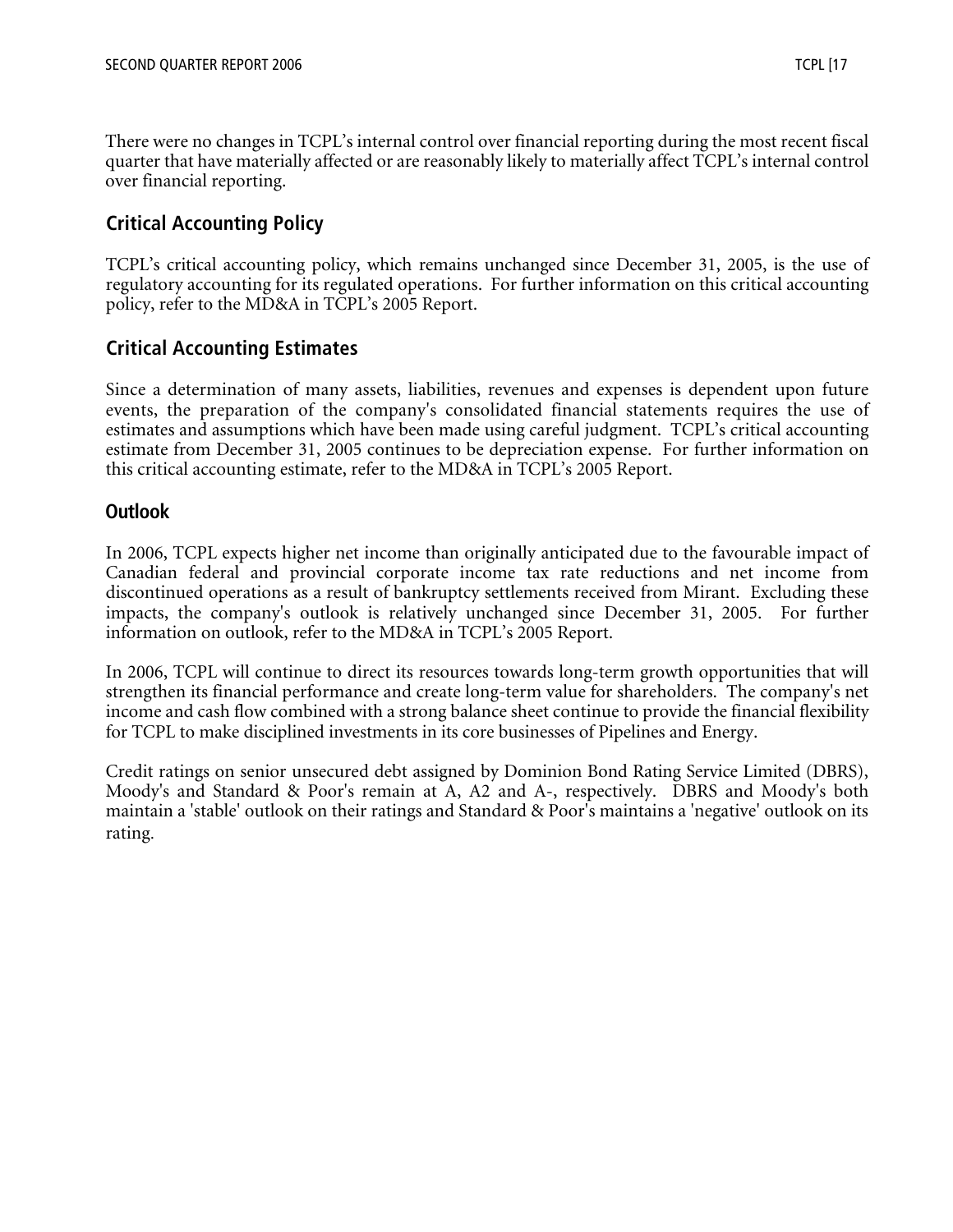There were no changes in TCPL's internal control over financial reporting during the most recent fiscal quarter that have materially affected or are reasonably likely to materially affect TCPL's internal control over financial reporting.

## Critical Accounting Policy

TCPL's critical accounting policy, which remains unchanged since December 31, 2005, is the use of regulatory accounting for its regulated operations. For further information on this critical accounting policy, refer to the MD&A in TCPL's 2005 Report.

## Critical Accounting Estimates

Since a determination of many assets, liabilities, revenues and expenses is dependent upon future events, the preparation of the company's consolidated financial statements requires the use of estimates and assumptions which have been made using careful judgment. TCPL's critical accounting estimate from December 31, 2005 continues to be depreciation expense. For further information on this critical accounting estimate, refer to the MD&A in TCPL's 2005 Report.

## Outlook

In 2006, TCPL expects higher net income than originally anticipated due to the favourable impact of Canadian federal and provincial corporate income tax rate reductions and net income from discontinued operations as a result of bankruptcy settlements received from Mirant. Excluding these impacts, the company's outlook is relatively unchanged since December 31, 2005. For further information on outlook, refer to the MD&A in TCPL's 2005 Report.

In 2006, TCPL will continue to direct its resources towards long-term growth opportunities that will strengthen its financial performance and create long-term value for shareholders. The company's net income and cash flow combined with a strong balance sheet continue to provide the financial flexibility for TCPL to make disciplined investments in its core businesses of Pipelines and Energy.

Credit ratings on senior unsecured debt assigned by Dominion Bond Rating Service Limited (DBRS), Moody's and Standard & Poor's remain at A, A2 and A-, respectively. DBRS and Moody's both maintain a 'stable' outlook on their ratings and Standard & Poor's maintains a 'negative' outlook on its rating.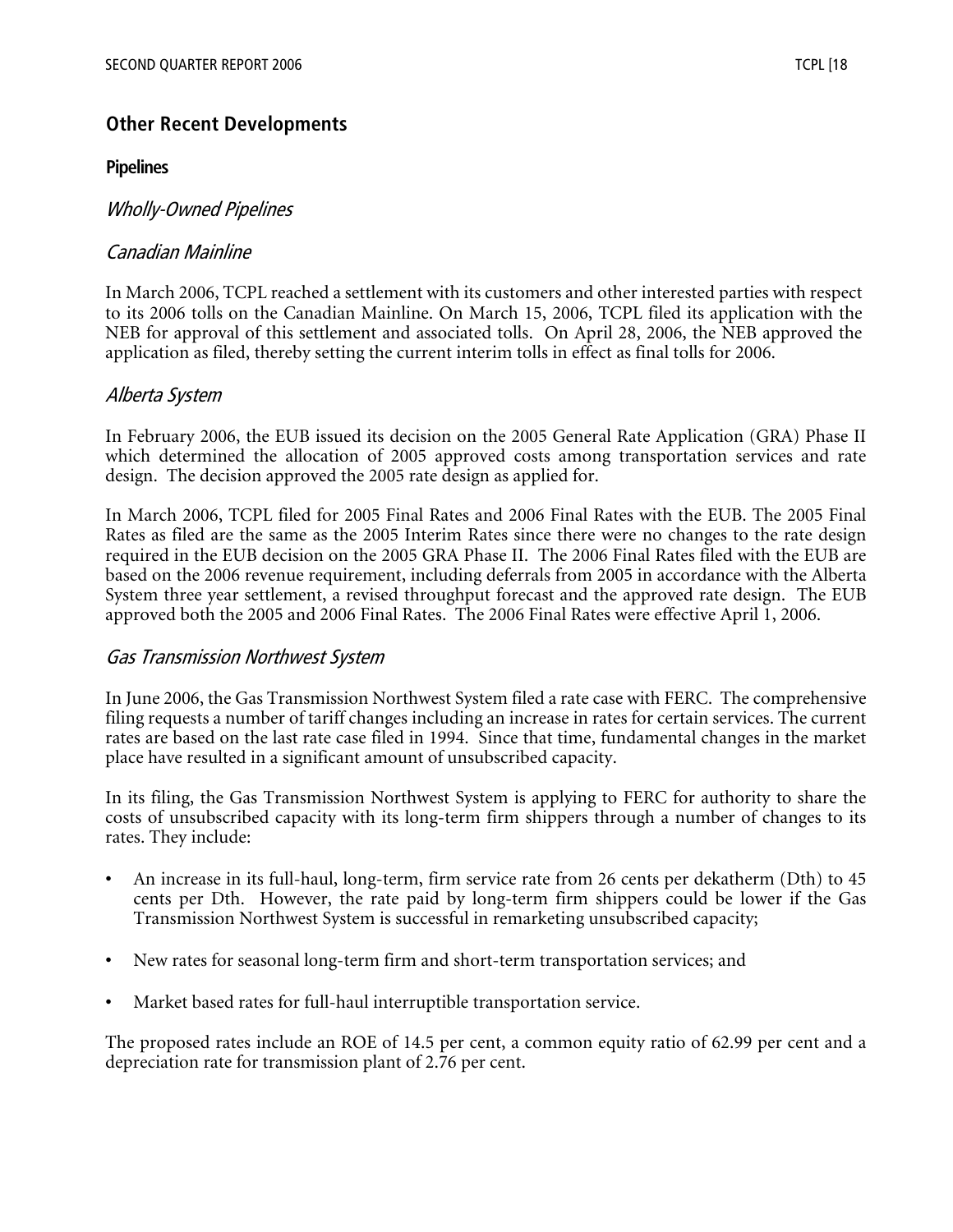## Other Recent Developments

### Pipelines

### *Wholly-Owned Pipelines*

### *Canadian Mainline*

In March 2006, TCPL reached a settlement with its customers and other interested parties with respect to its 2006 tolls on the Canadian Mainline. On March 15, 2006, TCPL filed its application with the NEB for approval of this settlement and associated tolls. On April 28, 2006, the NEB approved the application as filed, thereby setting the current interim tolls in effect as final tolls for 2006.

### *Alberta System*

In February 2006, the EUB issued its decision on the 2005 General Rate Application (GRA) Phase II which determined the allocation of 2005 approved costs among transportation services and rate design. The decision approved the 2005 rate design as applied for.

In March 2006, TCPL filed for 2005 Final Rates and 2006 Final Rates with the EUB. The 2005 Final Rates as filed are the same as the 2005 Interim Rates since there were no changes to the rate design required in the EUB decision on the 2005 GRA Phase II. The 2006 Final Rates filed with the EUB are based on the 2006 revenue requirement, including deferrals from 2005 in accordance with the Alberta System three year settlement, a revised throughput forecast and the approved rate design. The EUB approved both the 2005 and 2006 Final Rates. The 2006 Final Rates were effective April 1, 2006.

### *Gas Transmission Northwest System*

In June 2006, the Gas Transmission Northwest System filed a rate case with FERC. The comprehensive filing requests a number of tariff changes including an increase in rates for certain services. The current rates are based on the last rate case filed in 1994. Since that time, fundamental changes in the market place have resulted in a significant amount of unsubscribed capacity.

In its filing, the Gas Transmission Northwest System is applying to FERC for authority to share the costs of unsubscribed capacity with its long-term firm shippers through a number of changes to its rates. They include:

- An increase in its full-haul, long-term, firm service rate from 26 cents per dekatherm (Dth) to 45 cents per Dth. However, the rate paid by long-term firm shippers could be lower if the Gas Transmission Northwest System is successful in remarketing unsubscribed capacity;
- New rates for seasonal long-term firm and short-term transportation services; and
- Market based rates for full-haul interruptible transportation service.

The proposed rates include an ROE of 14.5 per cent, a common equity ratio of 62.99 per cent and a depreciation rate for transmission plant of 2.76 per cent.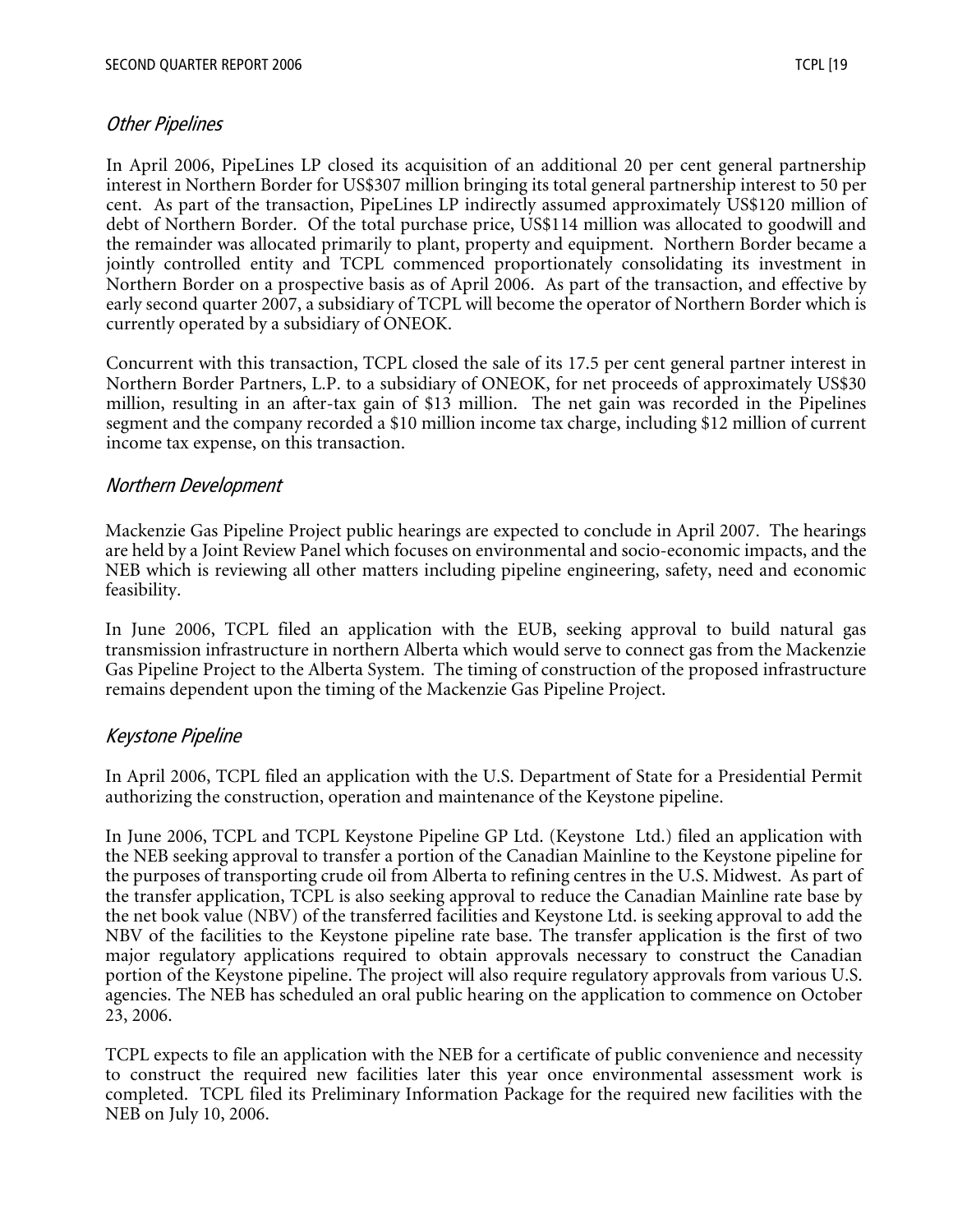### *Other Pipelines*

In April 2006, PipeLines LP closed its acquisition of an additional 20 per cent general partnership interest in Northern Border for US$307 million bringing its total general partnership interest to 50 per cent. As part of the transaction, PipeLines LP indirectly assumed approximately US$120 million of debt of Northern Border. Of the total purchase price, US$114 million was allocated to goodwill and the remainder was allocated primarily to plant, property and equipment. Northern Border became a jointly controlled entity and TCPL commenced proportionately consolidating its investment in Northern Border on a prospective basis as of April 2006. As part of the transaction, and effective by early second quarter 2007, a subsidiary of TCPL will become the operator of Northern Border which is currently operated by a subsidiary of ONEOK.

Concurrent with this transaction, TCPL closed the sale of its 17.5 per cent general partner interest in Northern Border Partners, L.P. to a subsidiary of ONEOK, for net proceeds of approximately US$30 million, resulting in an after-tax gain of $13 million. The net gain was recorded in the Pipelines segment and the company recorded a $10 million income tax charge, including $12 million of current income tax expense, on this transaction.

### *Northern Development*

Mackenzie Gas Pipeline Project public hearings are expected to conclude in April 2007. The hearings are held by a Joint Review Panel which focuses on environmental and socio-economic impacts, and the NEB which is reviewing all other matters including pipeline engineering, safety, need and economic feasibility.

In June 2006, TCPL filed an application with the EUB, seeking approval to build natural gas transmission infrastructure in northern Alberta which would serve to connect gas from the Mackenzie Gas Pipeline Project to the Alberta System. The timing of construction of the proposed infrastructure remains dependent upon the timing of the Mackenzie Gas Pipeline Project.

### *Keystone Pipeline*

In April 2006, TCPL filed an application with the U.S. Department of State for a Presidential Permit authorizing the construction, operation and maintenance of the Keystone pipeline.

In June 2006, TCPL and TCPL Keystone Pipeline GP Ltd. (Keystone Ltd.) filed an application with the NEB seeking approval to transfer a portion of the Canadian Mainline to the Keystone pipeline for the purposes of transporting crude oil from Alberta to refining centres in the U.S. Midwest. As part of the transfer application, TCPL is also seeking approval to reduce the Canadian Mainline rate base by the net book value (NBV) of the transferred facilities and Keystone Ltd. is seeking approval to add the NBV of the facilities to the Keystone pipeline rate base. The transfer application is the first of two major regulatory applications required to obtain approvals necessary to construct the Canadian portion of the Keystone pipeline. The project will also require regulatory approvals from various U.S. agencies. The NEB has scheduled an oral public hearing on the application to commence on October 23, 2006.

TCPL expects to file an application with the NEB for a certificate of public convenience and necessity to construct the required new facilities later this year once environmental assessment work is completed. TCPL filed its Preliminary Information Package for the required new facilities with the NEB on July 10, 2006.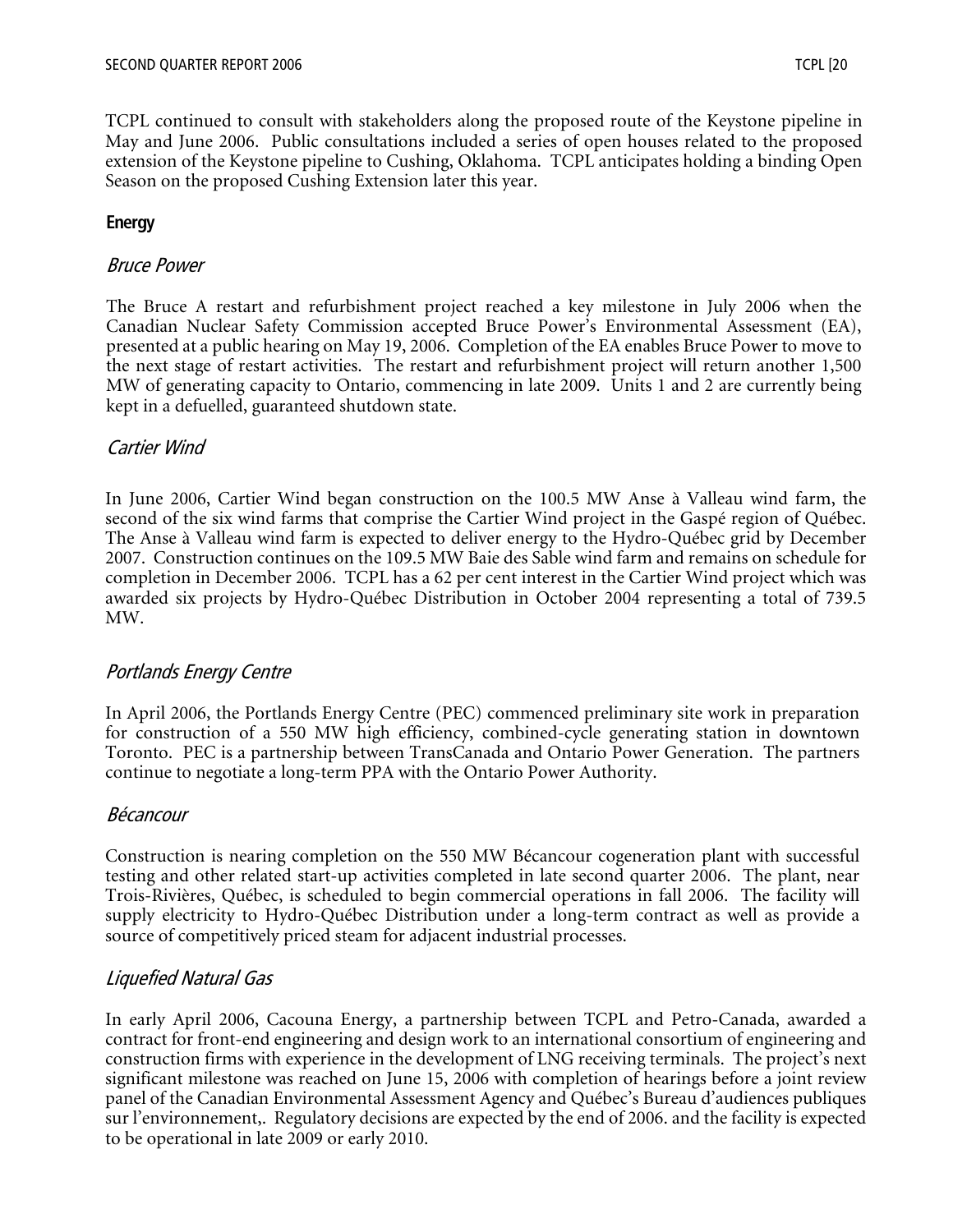TCPL continued to consult with stakeholders along the proposed route of the Keystone pipeline in May and June 2006. Public consultations included a series of open houses related to the proposed extension of the Keystone pipeline to Cushing, Oklahoma. TCPL anticipates holding a binding Open Season on the proposed Cushing Extension later this year.

## Energy

### *Bruce Power*

The Bruce A restart and refurbishment project reached a key milestone in July 2006 when the Canadian Nuclear Safety Commission accepted Bruce Power's Environmental Assessment (EA), presented at a public hearing on May 19, 2006. Completion of the EA enables Bruce Power to move to the next stage of restart activities. The restart and refurbishment project will return another 1,500 MW of generating capacity to Ontario, commencing in late 2009. Units 1 and 2 are currently being kept in a defuelled, guaranteed shutdown state.

### *Cartier Wind*

In June 2006, Cartier Wind began construction on the 100.5 MW Anse à Valleau wind farm, the second of the six wind farms that comprise the Cartier Wind project in the Gaspé region of Québec. The Anse à Valleau wind farm is expected to deliver energy to the Hydro-Québec grid by December 2007. Construction continues on the 109.5 MW Baie des Sable wind farm and remains on schedule for completion in December 2006. TCPL has a 62 per cent interest in the Cartier Wind project which was awarded six projects by Hydro-Québec Distribution in October 2004 representing a total of 739.5 MW.

### *Portlands Energy Centre*

In April 2006, the Portlands Energy Centre (PEC) commenced preliminary site work in preparation for construction of a 550 MW high efficiency, combined-cycle generating station in downtown Toronto. PEC is a partnership between TransCanada and Ontario Power Generation. The partners continue to negotiate a long-term PPA with the Ontario Power Authority.

### *Bécancour*

Construction is nearing completion on the 550 MW Bécancour cogeneration plant with successful testing and other related start-up activities completed in late second quarter 2006. The plant, near Trois-Rivières, Québec, is scheduled to begin commercial operations in fall 2006. The facility will supply electricity to Hydro-Québec Distribution under a long-term contract as well as provide a source of competitively priced steam for adjacent industrial processes.

### *Liquefied Natural Gas*

In early April 2006, Cacouna Energy, a partnership between TCPL and Petro-Canada, awarded a contract for front-end engineering and design work to an international consortium of engineering and construction firms with experience in the development of LNG receiving terminals. The project's next significant milestone was reached on June 15, 2006 with completion of hearings before a joint review panel of the Canadian Environmental Assessment Agency and Québec's Bureau d'audiences publiques sur l'environnement,. Regulatory decisions are expected by the end of 2006. and the facility is expected to be operational in late 2009 or early 2010.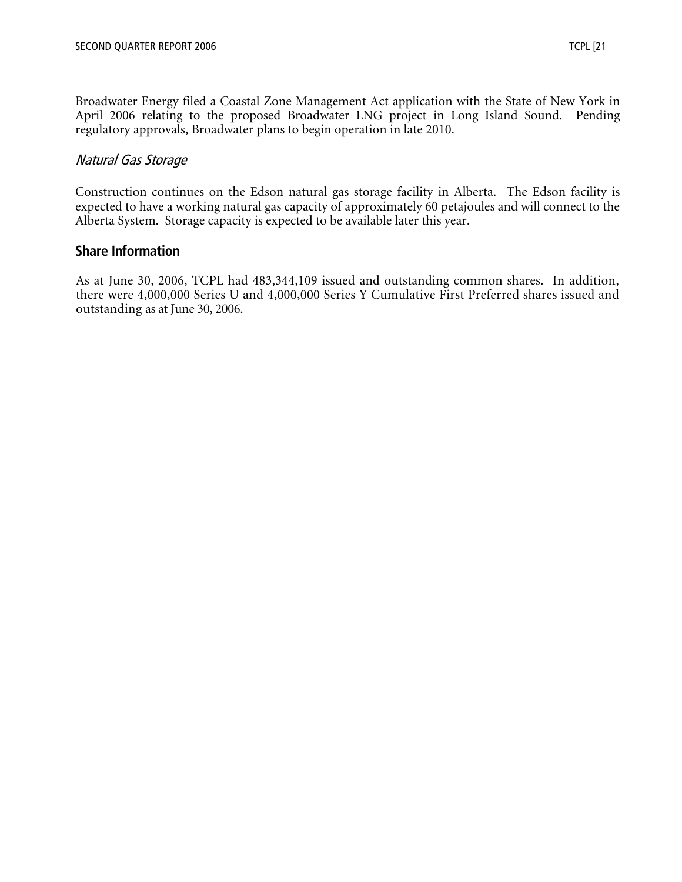Broadwater Energy filed a Coastal Zone Management Act application with the State of New York in April 2006 relating to the proposed Broadwater LNG project in Long Island Sound. Pending regulatory approvals, Broadwater plans to begin operation in late 2010.

### *Natural Gas Storage*

Construction continues on the Edson natural gas storage facility in Alberta. The Edson facility is expected to have a working natural gas capacity of approximately 60 petajoules and will connect to the Alberta System. Storage capacity is expected to be available later this year.

## Share Information

As at June 30, 2006, TCPL had 483,344,109 issued and outstanding common shares. In addition, there were 4,000,000 Series U and 4,000,000 Series Y Cumulative First Preferred shares issued and outstanding as at June 30, 2006.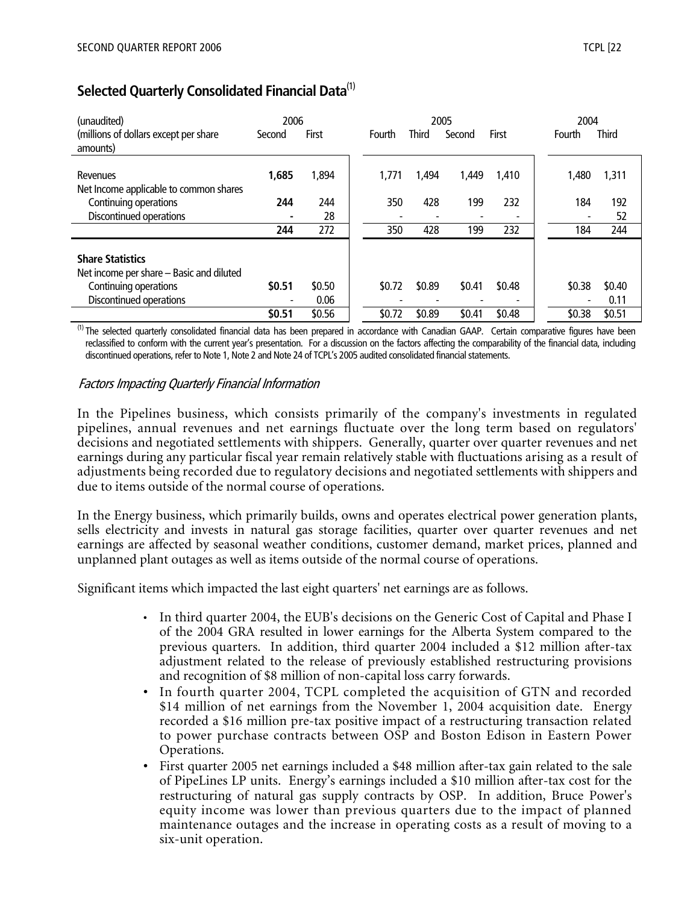## Selected Quarterly Consolidated Financial Data[(1)]

| (unaudited) (millions of dollars except per share amounts) | 2006 Second | 2006 First | 2005 Fourth | 2005 Third | 2005 Second | 2005 First | 2004 Fourth | 2004 Third |
|---|---|---|---|---|---|---|---|---|
| Revenues | **1,685** | 1,894 | 1,771 | 1,494 | 1,449 | 1,410 | 1,480 | 1,311 |
| Net Income applicable to common shares | | | | | | | | |
| Continuing operations | **244** | 244 | 350 | 428 | 199 | 232 | 184 | 192 |
| Discontinued operations | **-** | 28 | - | - | - | - | - | 52 |
| | **244** | 272 | 350 | 428 | 199 | 232 | 184 | 244 |
| **Share Statistics** | | | | | | | | |
| Net income per share – Basic and diluted | | | | | | | | |
| Continuing operations | **$0.51** | $0.50 | $0.72 | $0.89 | $0.41 | $0.48 | $0.38 | $0.40 |
| Discontinued operations | - | 0.06 | - | - | - | - | - | 0.11 |
| | **$0.51** | $0.56 | $0.72 | $0.89 | $0.41 | $0.48 | $0.38 | $0.51 |

[(1)] The selected quarterly consolidated financial data has been prepared in accordance with Canadian GAAP. Certain comparative figures have been reclassified to conform with the current year's presentation. For a discussion on the factors affecting the comparability of the financial data, including discontinued operations, refer to Note 1, Note 2 and Note 24 of TCPL's 2005 audited consolidated financial statements.

### *Factors Impacting Quarterly Financial Information*

In the Pipelines business, which consists primarily of the company's investments in regulated pipelines, annual revenues and net earnings fluctuate over the long term based on regulators' decisions and negotiated settlements with shippers. Generally, quarter over quarter revenues and net earnings during any particular fiscal year remain relatively stable with fluctuations arising as a result of adjustments being recorded due to regulatory decisions and negotiated settlements with shippers and due to items outside of the normal course of operations.

In the Energy business, which primarily builds, owns and operates electrical power generation plants, sells electricity and invests in natural gas storage facilities, quarter over quarter revenues and net earnings are affected by seasonal weather conditions, customer demand, market prices, planned and unplanned plant outages as well as items outside of the normal course of operations.

Significant items which impacted the last eight quarters' net earnings are as follows.

- In third quarter 2004, the EUB's decisions on the Generic Cost of Capital and Phase I of the 2004 GRA resulted in lower earnings for the Alberta System compared to the previous quarters. In addition, third quarter 2004 included a $12 million after-tax adjustment related to the release of previously established restructuring provisions and recognition of $8 million of non-capital loss carry forwards.
- In fourth quarter 2004, TCPL completed the acquisition of GTN and recorded $14 million of net earnings from the November 1, 2004 acquisition date. Energy recorded a $16 million pre-tax positive impact of a restructuring transaction related to power purchase contracts between OSP and Boston Edison in Eastern Power Operations.
- First quarter 2005 net earnings included a $48 million after-tax gain related to the sale of PipeLines LP units. Energy's earnings included a $10 million after-tax cost for the restructuring of natural gas supply contracts by OSP. In addition, Bruce Power's equity income was lower than previous quarters due to the impact of planned maintenance outages and the increase in operating costs as a result of moving to a six-unit operation.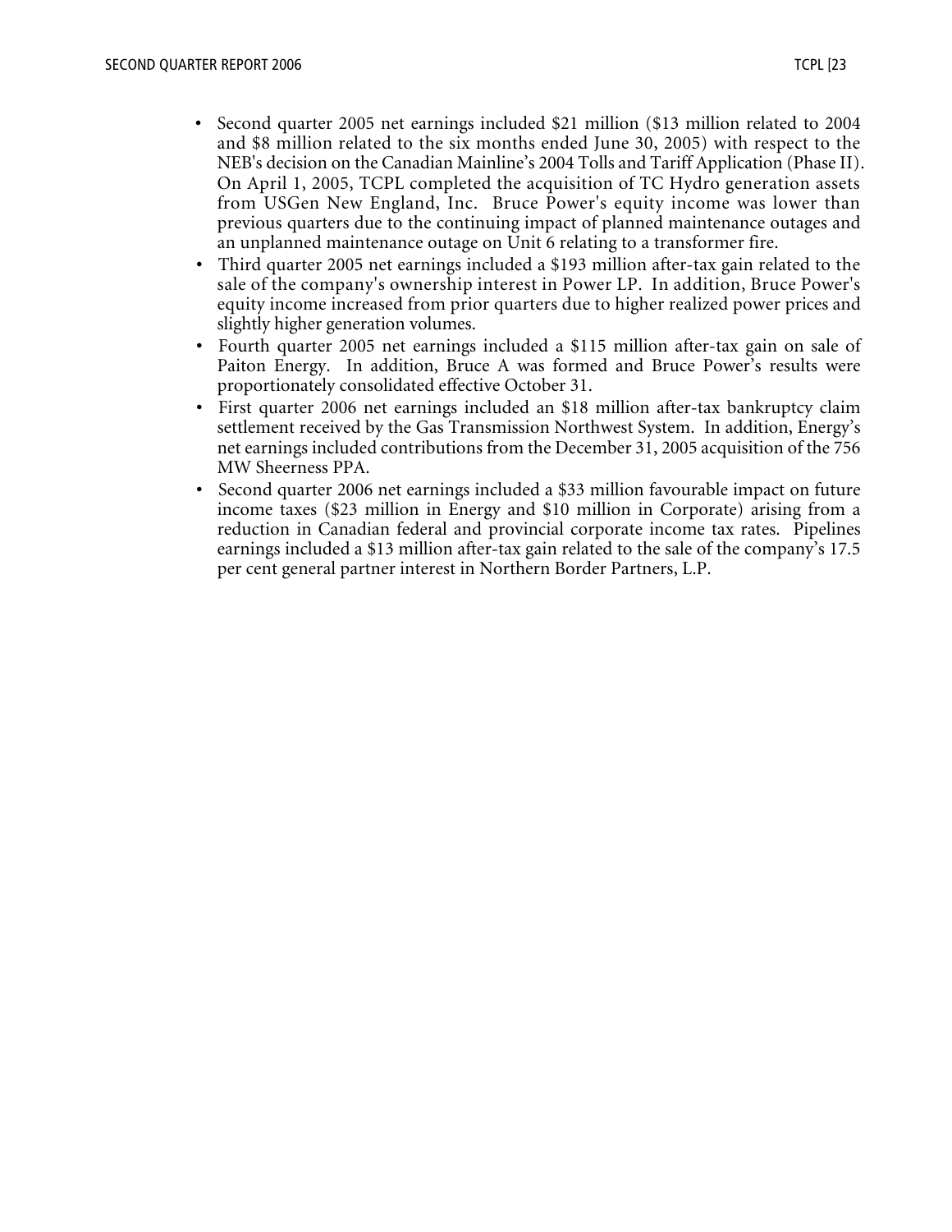- Second quarter 2005 net earnings included $21 million ($13 million related to 2004 and $8 million related to the six months ended June 30, 2005) with respect to the NEB's decision on the Canadian Mainline's 2004 Tolls and Tariff Application (Phase II). On April 1, 2005, TCPL completed the acquisition of TC Hydro generation assets from USGen New England, Inc. Bruce Power's equity income was lower than previous quarters due to the continuing impact of planned maintenance outages and an unplanned maintenance outage on Unit 6 relating to a transformer fire.
- Third quarter 2005 net earnings included a $193 million after-tax gain related to the sale of the company's ownership interest in Power LP. In addition, Bruce Power's equity income increased from prior quarters due to higher realized power prices and slightly higher generation volumes.
- Fourth quarter 2005 net earnings included a $115 million after-tax gain on sale of Paiton Energy. In addition, Bruce A was formed and Bruce Power's results were proportionately consolidated effective October 31.
- First quarter 2006 net earnings included an $18 million after-tax bankruptcy claim settlement received by the Gas Transmission Northwest System. In addition, Energy's net earnings included contributions from the December 31, 2005 acquisition of the 756 MW Sheerness PPA.
- Second quarter 2006 net earnings included a $33 million favourable impact on future income taxes ($23 million in Energy and $10 million in Corporate) arising from a reduction in Canadian federal and provincial corporate income tax rates. Pipelines earnings included a $13 million after-tax gain related to the sale of the company's 17.5 per cent general partner interest in Northern Border Partners, L.P.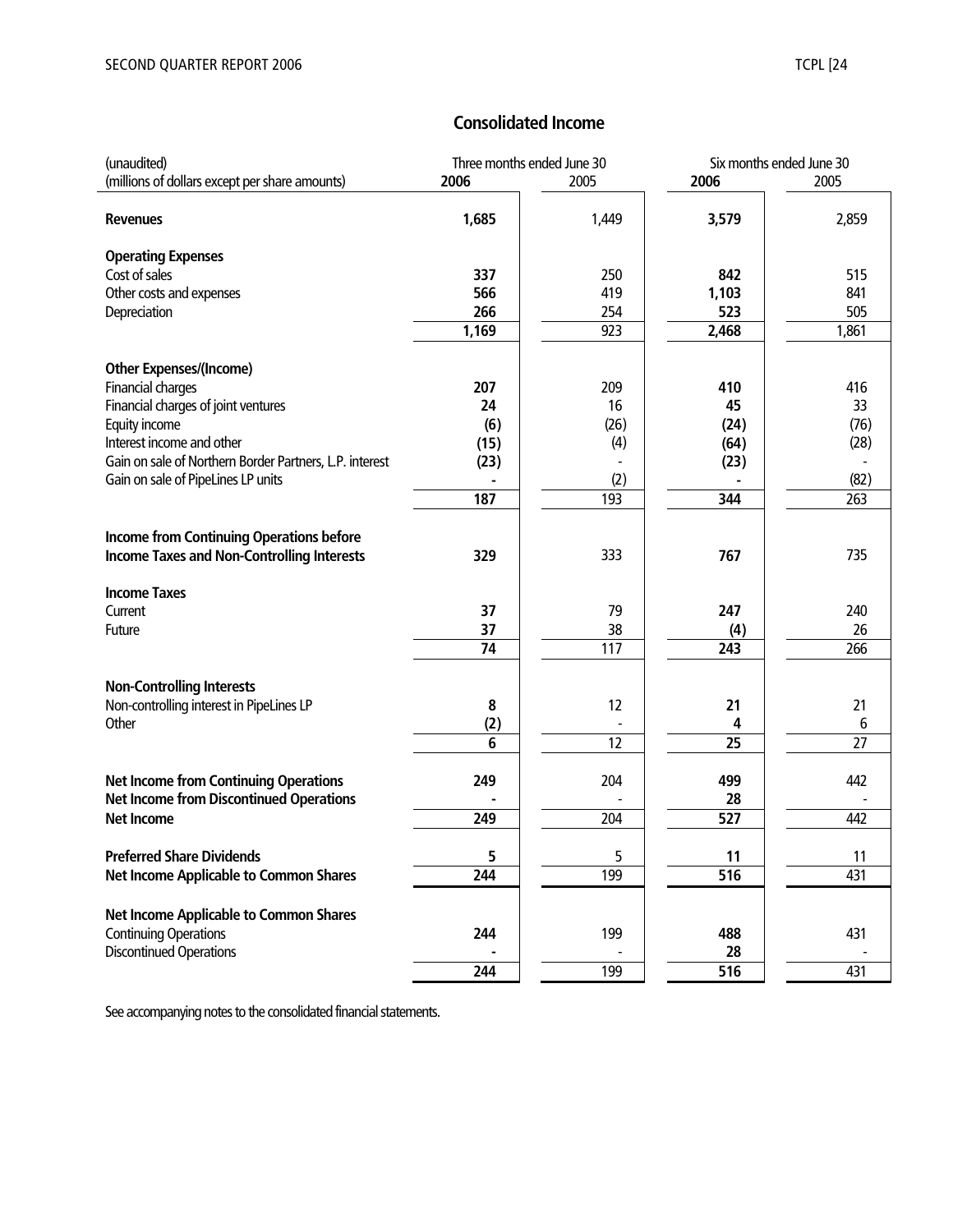## Consolidated Income

| (unaudited)<br>(millions of dollars except per share amounts) | Three months ended June 30<br>**2006** | 2005 | Six months ended June 30<br>**2006** | 2005 |
|---|---|---|---|---|
| **Revenues** | **1,685** | 1,449 | **3,579** | 2,859 |
| **Operating Expenses** | | | | |
| Cost of sales | **337** | 250 | **842** | 515 |
| Other costs and expenses | **566** | 419 | **1,103** | 841 |
| Depreciation | **266** | 254 | **523** | 505 |
| | **1,169** | 923 | **2,468** | 1,861 |
| **Other Expenses/(Income)** | | | | |
| Financial charges | **207** | 209 | **410** | 416 |
| Financial charges of joint ventures | **24** | 16 | **45** | 33 |
| Equity income | **(6)** | (26) | **(24)** | (76) |
| Interest income and other | **(15)** | (4) | **(64)** | (28) |
| Gain on sale of Northern Border Partners, L.P. interest | **(23)** | - | **(23)** | - |
| Gain on sale of PipeLines LP units | **-** | (2) | **-** | (82) |
| | **187** | 193 | **344** | 263 |
| **Income from Continuing Operations before Income Taxes and Non-Controlling Interests** | **329** | 333 | **767** | 735 |
| **Income Taxes** | | | | |
| Current | **37** | 79 | **247** | 240 |
| Future | **37** | 38 | **(4)** | 26 |
| | **74** | 117 | **243** | 266 |
| **Non-Controlling Interests** | | | | |
| Non-controlling interest in PipeLines LP | **8** | 12 | **21** | 21 |
| Other | **(2)** | - | **4** | 6 |
| | **6** | 12 | **25** | 27 |
| **Net Income from Continuing Operations** | **249** | 204 | **499** | 442 |
| **Net Income from Discontinued Operations** | **-** | - | **28** | - |
| **Net Income** | **249** | 204 | **527** | 442 |
| **Preferred Share Dividends** | **5** | 5 | **11** | 11 |
| **Net Income Applicable to Common Shares** | **244** | 199 | **516** | 431 |
| **Net Income Applicable to Common Shares** | | | | |
| Continuing Operations | **244** | 199 | **488** | 431 |
| Discontinued Operations | **-** | - | **28** | - |
| | **244** | 199 | **516** | 431 |

See accompanying notes to the consolidated financial statements.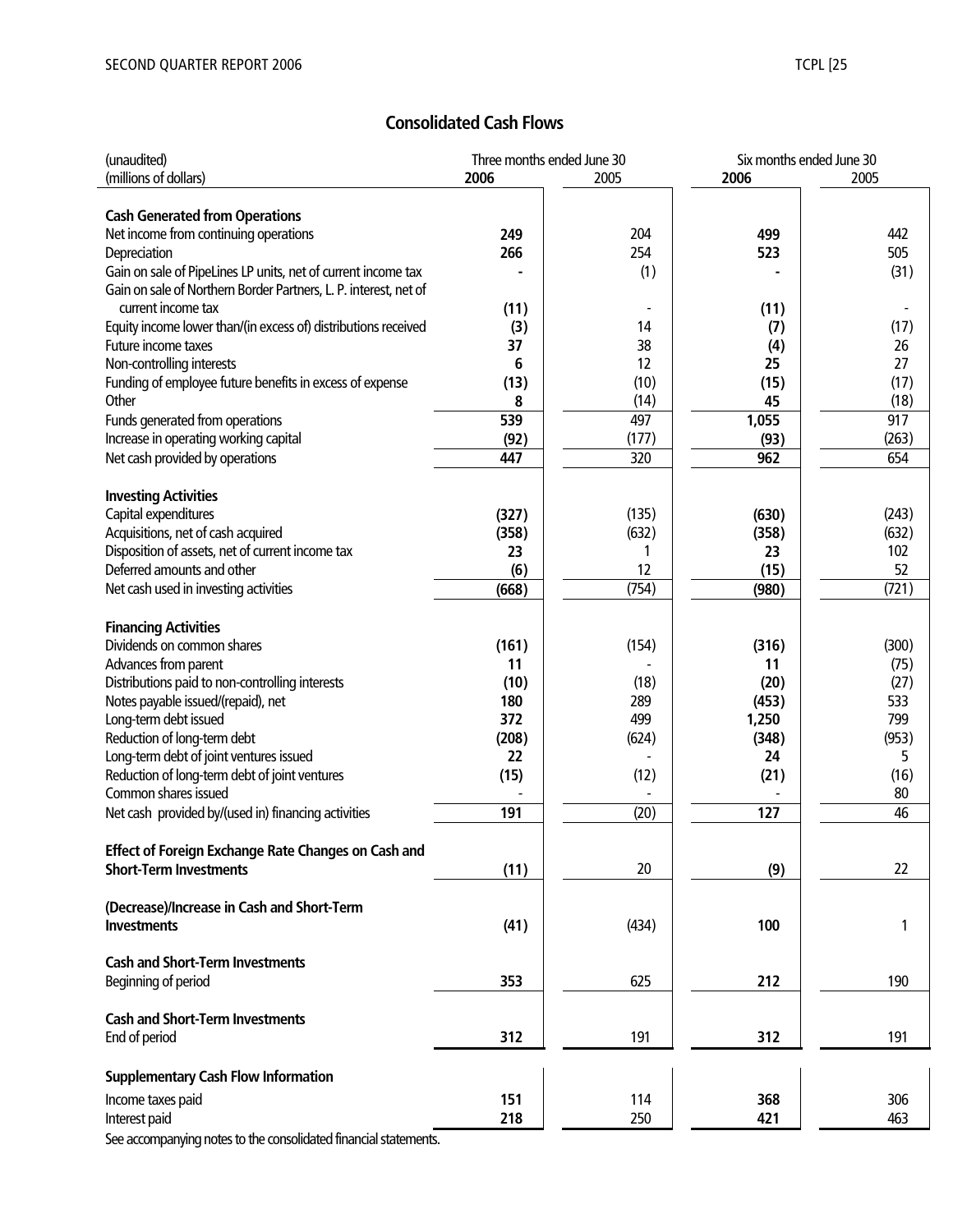## Consolidated Cash Flows

| (unaudited)<br>(millions of dollars) | Three months ended June 30 | | Six months ended June 30 | |
|---|---|---|---|---|
| | **2006** | 2005 | **2006** | 2005 |
| **Cash Generated from Operations** | | | | |
| Net income from continuing operations | **249** | 204 | **499** | 442 |
| Depreciation | **266** | 254 | **523** | 505 |
| Gain on sale of PipeLines LP units, net of current income tax | **-** | (1) | **-** | (31) |
| Gain on sale of Northern Border Partners, L. P. interest, net of current income tax | **(11)** | - | **(11)** | - |
| Equity income lower than/(in excess of) distributions received | **(3)** | 14 | **(7)** | (17) |
| Future income taxes | **37** | 38 | **(4)** | 26 |
| Non-controlling interests | **6** | 12 | **25** | 27 |
| Funding of employee future benefits in excess of expense | **(13)** | (10) | **(15)** | (17) |
| Other | **8** | (14) | **45** | (18) |
| Funds generated from operations | **539** | 497 | **1,055** | 917 |
| Increase in operating working capital | **(92)** | (177) | **(93)** | (263) |
| Net cash provided by operations | **447** | 320 | **962** | 654 |
| **Investing Activities** | | | | |
| Capital expenditures | **(327)** | (135) | **(630)** | (243) |
| Acquisitions, net of cash acquired | **(358)** | (632) | **(358)** | (632) |
| Disposition of assets, net of current income tax | **23** | 1 | **23** | 102 |
| Deferred amounts and other | **(6)** | 12 | **(15)** | 52 |
| Net cash used in investing activities | **(668)** | (754) | **(980)** | (721) |
| **Financing Activities** | | | | |
| Dividends on common shares | **(161)** | (154) | **(316)** | (300) |
| Advances from parent | **11** | - | **11** | (75) |
| Distributions paid to non-controlling interests | **(10)** | (18) | **(20)** | (27) |
| Notes payable issued/(repaid), net | **180** | 289 | **(453)** | 533 |
| Long-term debt issued | **372** | 499 | **1,250** | 799 |
| Reduction of long-term debt | **(208)** | (624) | **(348)** | (953) |
| Long-term debt of joint ventures issued | **22** | - | **24** | 5 |
| Reduction of long-term debt of joint ventures | **(15)** | (12) | **(21)** | (16) |
| Common shares issued | **-** | - | **-** | 80 |
| Net cash provided by/(used in) financing activities | **191** | (20) | **127** | 46 |
| **Effect of Foreign Exchange Rate Changes on Cash and Short-Term Investments** | **(11)** | 20 | **(9)** | 22 |
| **(Decrease)/Increase in Cash and Short-Term Investments** | **(41)** | (434) | **100** | 1 |
| **Cash and Short-Term Investments**<br>Beginning of period | **353** | 625 | **212** | 190 |
| **Cash and Short-Term Investments**<br>End of period | **312** | 191 | **312** | 191 |
| **Supplementary Cash Flow Information** | | | | |
| Income taxes paid | **151** | 114 | **368** | 306 |
| Interest paid | **218** | 250 | **421** | 463 |

See accompanying notes to the consolidated financial statements.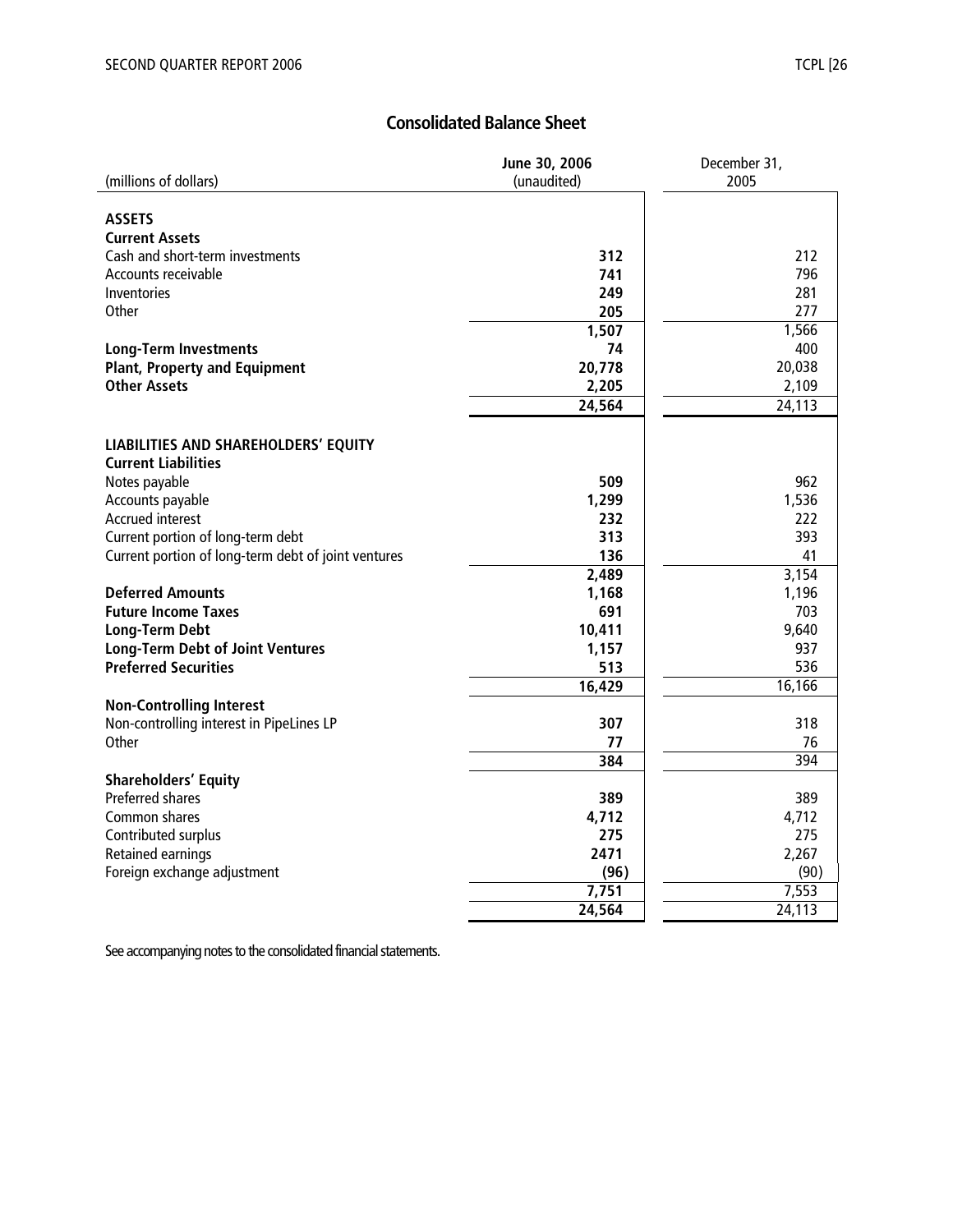# Consolidated Balance Sheet

| (millions of dollars) | June 30, 2006 (unaudited) | December 31, 2005 |
|---|---|---|
| **ASSETS** | | |
| **Current Assets** | | |
| Cash and short-term investments | **312** | 212 |
| Accounts receivable | **741** | 796 |
| Inventories | **249** | 281 |
| Other | **205** | 277 |
| | **1,507** | 1,566 |
| **Long-Term Investments** | **74** | 400 |
| **Plant, Property and Equipment** | **20,778** | 20,038 |
| **Other Assets** | **2,205** | 2,109 |
| | **24,564** | 24,113 |
| **LIABILITIES AND SHAREHOLDERS' EQUITY** | | |
| **Current Liabilities** | | |
| Notes payable | **509** | 962 |
| Accounts payable | **1,299** | 1,536 |
| Accrued interest | **232** | 222 |
| Current portion of long-term debt | **313** | 393 |
| Current portion of long-term debt of joint ventures | **136** | 41 |
| | **2,489** | 3,154 |
| **Deferred Amounts** | **1,168** | 1,196 |
| **Future Income Taxes** | **691** | 703 |
| **Long-Term Debt** | **10,411** | 9,640 |
| **Long-Term Debt of Joint Ventures** | **1,157** | 937 |
| **Preferred Securities** | **513** | 536 |
| | **16,429** | 16,166 |
| **Non-Controlling Interest** | | |
| Non-controlling interest in PipeLines LP | **307** | 318 |
| Other | **77** | 76 |
| | **384** | 394 |
| **Shareholders' Equity** | | |
| Preferred shares | **389** | 389 |
| Common shares | **4,712** | 4,712 |
| Contributed surplus | **275** | 275 |
| Retained earnings | **2471** | 2,267 |
| Foreign exchange adjustment | **(96)** | (90) |
| | **7,751** | 7,553 |
| | **24,564** | 24,113 |

See accompanying notes to the consolidated financial statements.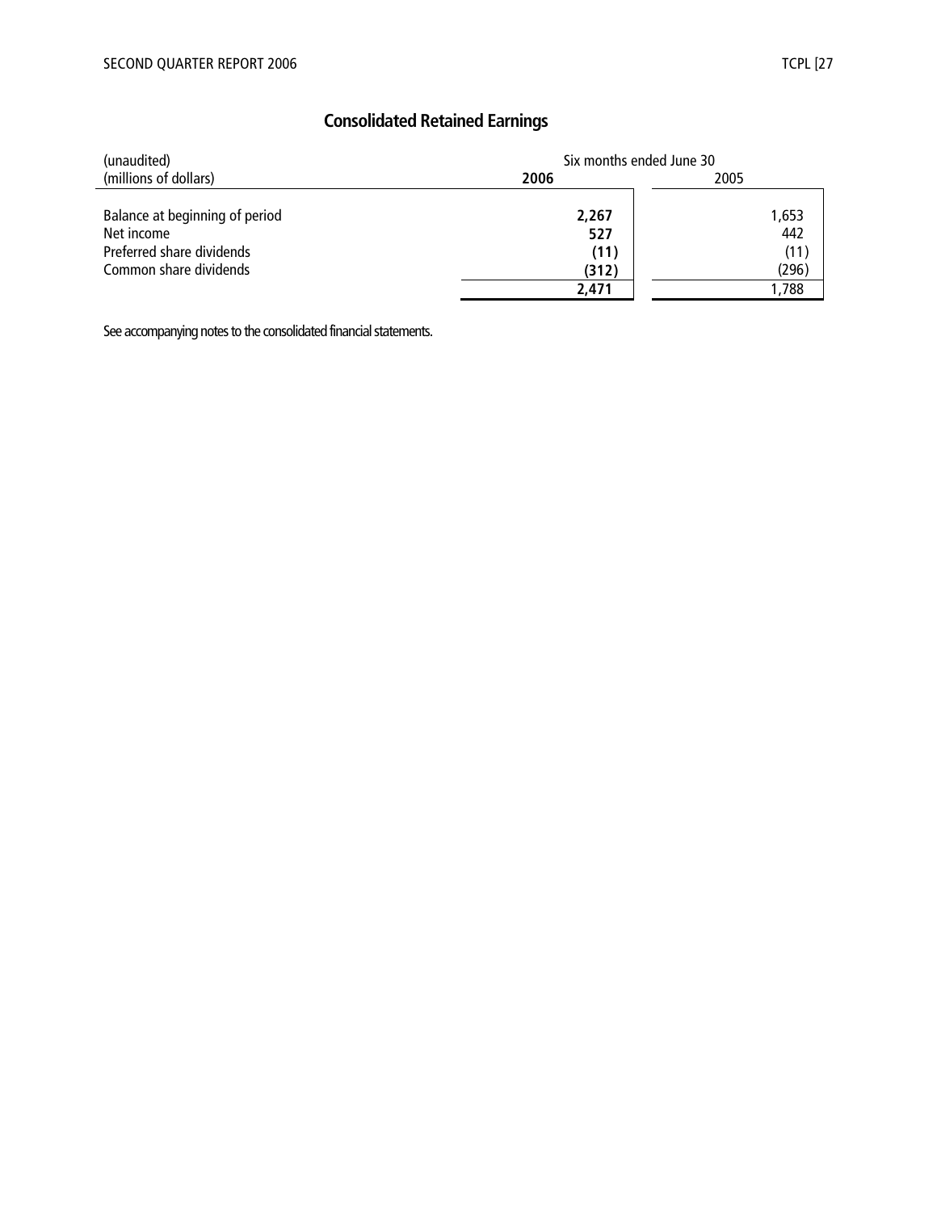## Consolidated Retained Earnings

| (unaudited)<br>(millions of dollars) | Six months ended June 30<br>**2006** | <br>2005 |
|---|---|---|
| Balance at beginning of period | **2,267** | 1,653 |
| Net income | **527** | 442 |
| Preferred share dividends | **(11)** | (11) |
| Common share dividends | **(312)** | (296) |
| | **2,471** | 1,788 |

See accompanying notes to the consolidated financial statements.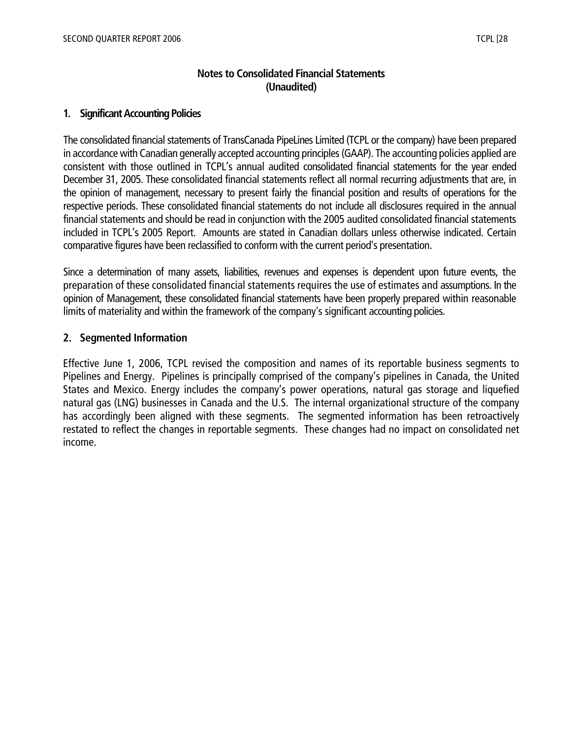# Notes to Consolidated Financial Statements
# (Unaudited)

## 1. Significant Accounting Policies

The consolidated financial statements of TransCanada PipeLines Limited (TCPL or the company) have been prepared in accordance with Canadian generally accepted accounting principles (GAAP). The accounting policies applied are consistent with those outlined in TCPL's annual audited consolidated financial statements for the year ended December 31, 2005. These consolidated financial statements reflect all normal recurring adjustments that are, in the opinion of management, necessary to present fairly the financial position and results of operations for the respective periods. These consolidated financial statements do not include all disclosures required in the annual financial statements and should be read in conjunction with the 2005 audited consolidated financial statements included in TCPL's 2005 Report. Amounts are stated in Canadian dollars unless otherwise indicated. Certain comparative figures have been reclassified to conform with the current period's presentation.

Since a determination of many assets, liabilities, revenues and expenses is dependent upon future events, the preparation of these consolidated financial statements requires the use of estimates and assumptions. In the opinion of Management, these consolidated financial statements have been properly prepared within reasonable limits of materiality and within the framework of the company's significant accounting policies.

## 2. Segmented Information

Effective June 1, 2006, TCPL revised the composition and names of its reportable business segments to Pipelines and Energy. Pipelines is principally comprised of the company's pipelines in Canada, the United States and Mexico. Energy includes the company's power operations, natural gas storage and liquefied natural gas (LNG) businesses in Canada and the U.S. The internal organizational structure of the company has accordingly been aligned with these segments. The segmented information has been retroactively restated to reflect the changes in reportable segments. These changes had no impact on consolidated net income.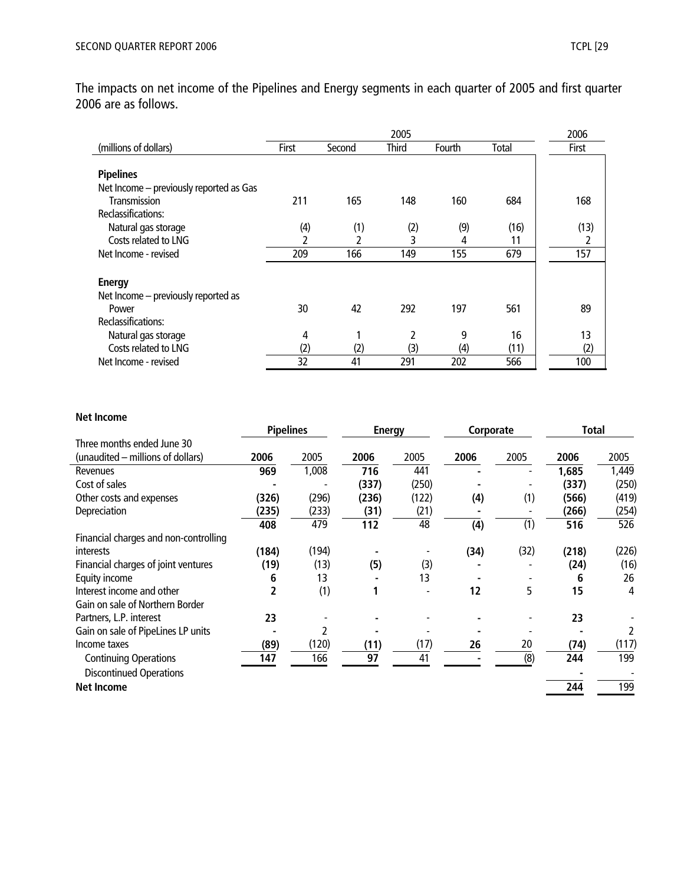The impacts on net income of the Pipelines and Energy segments in each quarter of 2005 and first quarter 2006 are as follows.

| (millions of dollars) | 2005 First | 2005 Second | 2005 Third | 2005 Fourth | 2005 Total | 2006 First |
|---|---|---|---|---|---|---|
| **Pipelines** | | | | | | |
| Net Income – previously reported as Gas Transmission | 211 | 165 | 148 | 160 | 684 | 168 |
| Reclassifications: | | | | | | |
| Natural gas storage | (4) | (1) | (2) | (9) | (16) | (13) |
| Costs related to LNG | 2 | 2 | 3 | 4 | 11 | 2 |
| Net Income - revised | 209 | 166 | 149 | 155 | 679 | 157 |
| **Energy** | | | | | | |
| Net Income – previously reported as Power | 30 | 42 | 292 | 197 | 561 | 89 |
| Reclassifications: | | | | | | |
| Natural gas storage | 4 | 1 | 2 | 9 | 16 | 13 |
| Costs related to LNG | (2) | (2) | (3) | (4) | (11) | (2) |
| Net Income - revised | 32 | 41 | 291 | 202 | 566 | 100 |

**Net Income**

| Three months ended June 30 (unaudited – millions of dollars) | Pipelines 2006 | Pipelines 2005 | Energy 2006 | Energy 2005 | Corporate 2006 | Corporate 2005 | Total 2006 | Total 2005 |
|---|---|---|---|---|---|---|---|---|
| Revenues | **969** | 1,008 | **716** | 441 | **-** | - | **1,685** | 1,449 |
| Cost of sales | **-** | - | **(337)** | (250) | **-** | - | **(337)** | (250) |
| Other costs and expenses | **(326)** | (296) | **(236)** | (122) | **(4)** | (1) | **(566)** | (419) |
| Depreciation | **(235)** | (233) | **(31)** | (21) | **-** | - | **(266)** | (254) |
| | **408** | 479 | **112** | 48 | **(4)** | (1) | **516** | 526 |
| Financial charges and non-controlling interests | **(184)** | (194) | **-** | - | **(34)** | (32) | **(218)** | (226) |
| Financial charges of joint ventures | **(19)** | (13) | **(5)** | (3) | **-** | - | **(24)** | (16) |
| Equity income | **6** | 13 | **-** | 13 | **-** | - | **6** | 26 |
| Interest income and other | **2** | (1) | **1** | - | **12** | 5 | **15** | 4 |
| Gain on sale of Northern Border Partners, L.P. interest | **23** | - | **-** | - | **-** | - | **23** | - |
| Gain on sale of PipeLines LP units | **-** | 2 | **-** | - | **-** | - | **-** | 2 |
| Income taxes | **(89)** | (120) | **(11)** | (17) | **26** | 20 | **(74)** | (117) |
| Continuing Operations | **147** | 166 | **97** | 41 | **-** | (8) | **244** | 199 |
| Discontinued Operations | | | | | | | **-** | - |
| **Net Income** | | | | | | | **244** | 199 |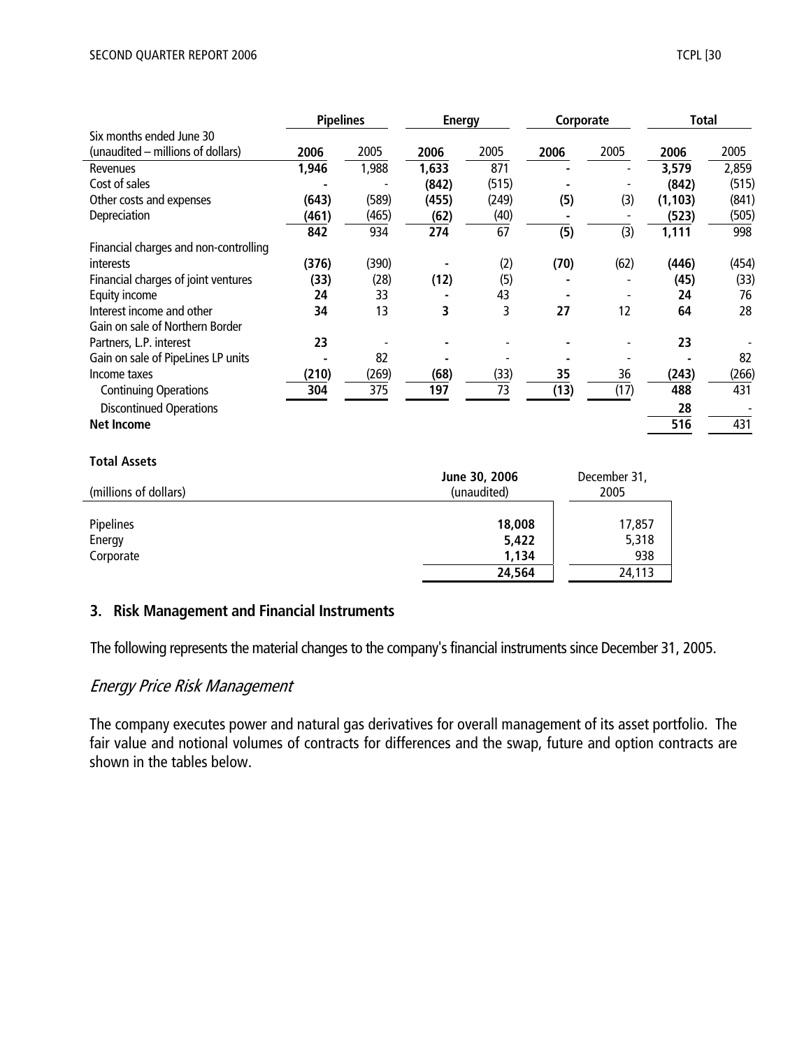| Six months ended June 30 (unaudited – millions of dollars) | Pipelines | | Energy | | Corporate | | Total | |
|---|---|---|---|---|---|---|---|---|
| | **2006** | 2005 | **2006** | 2005 | **2006** | 2005 | **2006** | 2005 |
| Revenues | **1,946** | 1,988 | **1,633** | 871 | **-** | - | **3,579** | 2,859 |
| Cost of sales | **-** | - | **(842)** | (515) | **-** | - | **(842)** | (515) |
| Other costs and expenses | **(643)** | (589) | **(455)** | (249) | **(5)** | (3) | **(1,103)** | (841) |
| Depreciation | **(461)** | (465) | **(62)** | (40) | **-** | - | **(523)** | (505) |
| | **842** | 934 | **274** | 67 | **(5)** | (3) | **1,111** | 998 |
| Financial charges and non-controlling interests | **(376)** | (390) | **-** | (2) | **(70)** | (62) | **(446)** | (454) |
| Financial charges of joint ventures | **(33)** | (28) | **(12)** | (5) | **-** | - | **(45)** | (33) |
| Equity income | **24** | 33 | **-** | 43 | **-** | - | **24** | 76 |
| Interest income and other | **34** | 13 | **3** | 3 | **27** | 12 | **64** | 28 |
| Gain on sale of Northern Border Partners, L.P. interest | **23** | - | **-** | - | **-** | - | **23** | - |
| Gain on sale of PipeLines LP units | **-** | 82 | **-** | - | **-** | - | **-** | 82 |
| Income taxes | **(210)** | (269) | **(68)** | (33) | **35** | 36 | **(243)** | (266) |
| Continuing Operations | **304** | 375 | **197** | 73 | **(13)** | (17) | **488** | 431 |
| Discontinued Operations | | | | | | | **28** | - |
| **Net Income** | | | | | | | **516** | 431 |

**Total Assets**

| (millions of dollars) | **June 30, 2006** (unaudited) | December 31, 2005 |
|---|---|---|
| Pipelines | **18,008** | 17,857 |
| Energy | **5,422** | 5,318 |
| Corporate | **1,134** | 938 |
| | **24,564** | 24,113 |

## 3. Risk Management and Financial Instruments

The following represents the material changes to the company's financial instruments since December 31, 2005.

### *Energy Price Risk Management*

The company executes power and natural gas derivatives for overall management of its asset portfolio. The fair value and notional volumes of contracts for differences and the swap, future and option contracts are shown in the tables below.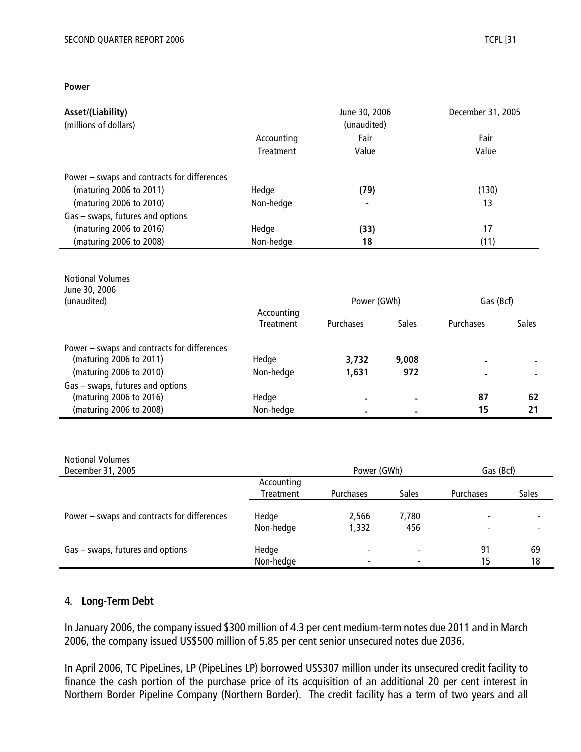**Power**

| Asset/(Liability)<br>(millions of dollars) | Accounting Treatment | June 30, 2006 (unaudited)<br>Fair Value | December 31, 2005<br>Fair Value |
|---|---|---|---|
| Power – swaps and contracts for differences | | | |
| (maturing 2006 to 2011) | Hedge | **(79)** | (130) |
| (maturing 2006 to 2010) | Non-hedge | **-** | 13 |
| Gas – swaps, futures and options | | | |
| (maturing 2006 to 2016) | Hedge | **(33)** | 17 |
| (maturing 2006 to 2008) | Non-hedge | **18** | (11) |

| Notional Volumes<br>June 30, 2006<br>(unaudited) | Accounting Treatment | Power (GWh)<br>Purchases | Power (GWh)<br>Sales | Gas (Bcf)<br>Purchases | Gas (Bcf)<br>Sales |
|---|---|---|---|---|---|
| Power – swaps and contracts for differences | | | | | |
| (maturing 2006 to 2011) | Hedge | **3,732** | **9,008** | **-** | **-** |
| (maturing 2006 to 2010) | Non-hedge | **1,631** | **972** | **-** | **-** |
| Gas – swaps, futures and options | | | | | |
| (maturing 2006 to 2016) | Hedge | **-** | **-** | **87** | **62** |
| (maturing 2006 to 2008) | Non-hedge | **-** | **-** | **15** | **21** |

| Notional Volumes<br>December 31, 2005 | Accounting Treatment | Power (GWh)<br>Purchases | Power (GWh)<br>Sales | Gas (Bcf)<br>Purchases | Gas (Bcf)<br>Sales |
|---|---|---|---|---|---|
| Power – swaps and contracts for differences | Hedge | 2,566 | 7,780 | - | - |
| | Non-hedge | 1,332 | 456 | - | - |
| Gas – swaps, futures and options | Hedge | - | - | 91 | 69 |
| | Non-hedge | - | - | 15 | 18 |

## 4. **Long-Term Debt**

In January 2006, the company issued $300 million of 4.3 per cent medium-term notes due 2011 and in March 2006, the company issued US$500 million of 5.85 per cent senior unsecured notes due 2036.

In April 2006, TC PipeLines, LP (PipeLines LP) borrowed US$307 million under its unsecured credit facility to finance the cash portion of the purchase price of its acquisition of an additional 20 per cent interest in Northern Border Pipeline Company (Northern Border). The credit facility has a term of two years and all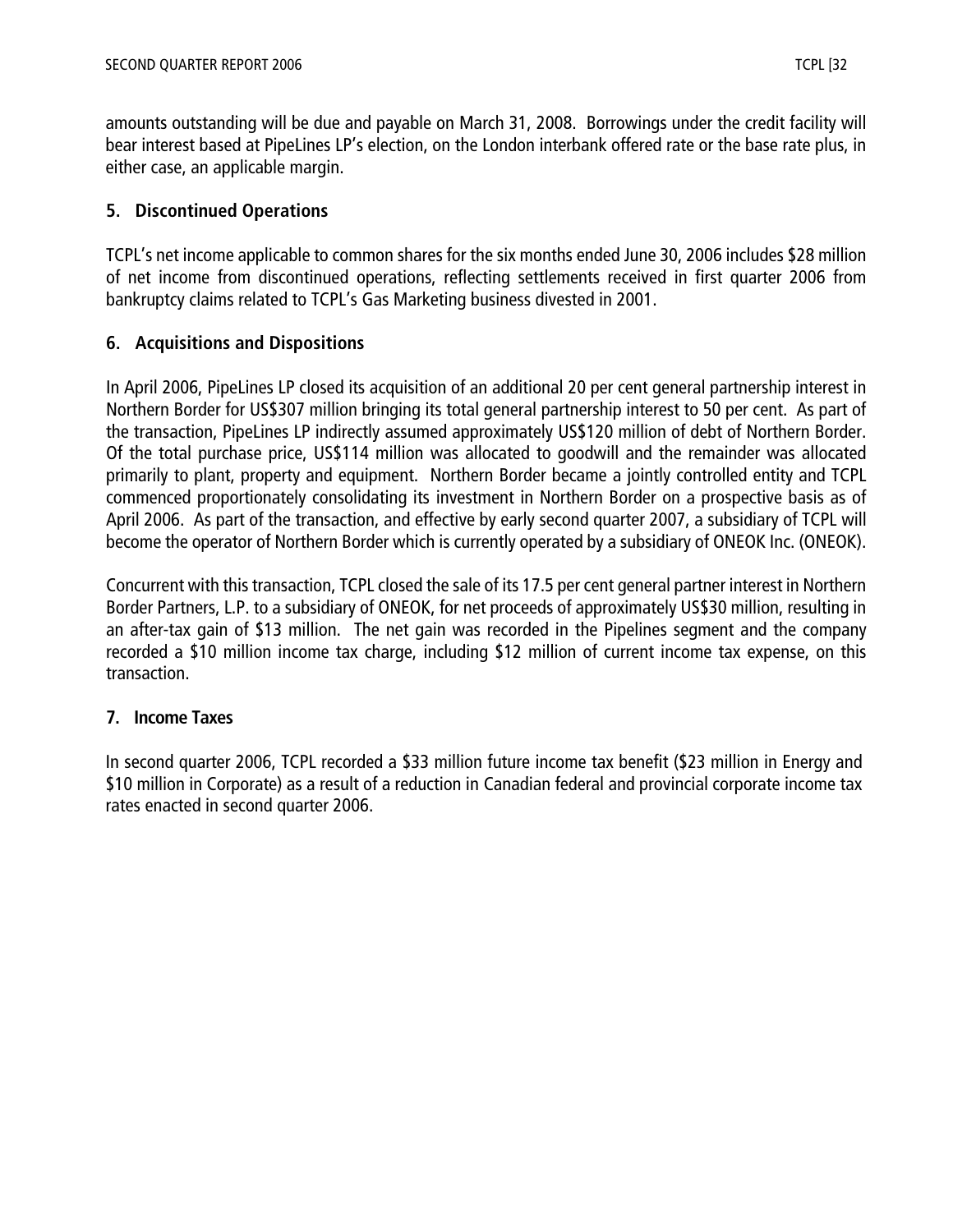amounts outstanding will be due and payable on March 31, 2008. Borrowings under the credit facility will bear interest based at PipeLines LP's election, on the London interbank offered rate or the base rate plus, in either case, an applicable margin.

## 5. Discontinued Operations

TCPL's net income applicable to common shares for the six months ended June 30, 2006 includes $28 million of net income from discontinued operations, reflecting settlements received in first quarter 2006 from bankruptcy claims related to TCPL's Gas Marketing business divested in 2001.

## 6. Acquisitions and Dispositions

In April 2006, PipeLines LP closed its acquisition of an additional 20 per cent general partnership interest in Northern Border for US$307 million bringing its total general partnership interest to 50 per cent. As part of the transaction, PipeLines LP indirectly assumed approximately US$120 million of debt of Northern Border. Of the total purchase price, US$114 million was allocated to goodwill and the remainder was allocated primarily to plant, property and equipment. Northern Border became a jointly controlled entity and TCPL commenced proportionately consolidating its investment in Northern Border on a prospective basis as of April 2006. As part of the transaction, and effective by early second quarter 2007, a subsidiary of TCPL will become the operator of Northern Border which is currently operated by a subsidiary of ONEOK Inc. (ONEOK).

Concurrent with this transaction, TCPL closed the sale of its 17.5 per cent general partner interest in Northern Border Partners, L.P. to a subsidiary of ONEOK, for net proceeds of approximately US$30 million, resulting in an after-tax gain of $13 million. The net gain was recorded in the Pipelines segment and the company recorded a $10 million income tax charge, including $12 million of current income tax expense, on this transaction.

## 7. Income Taxes

In second quarter 2006, TCPL recorded a $33 million future income tax benefit ($23 million in Energy and $10 million in Corporate) as a result of a reduction in Canadian federal and provincial corporate income tax rates enacted in second quarter 2006.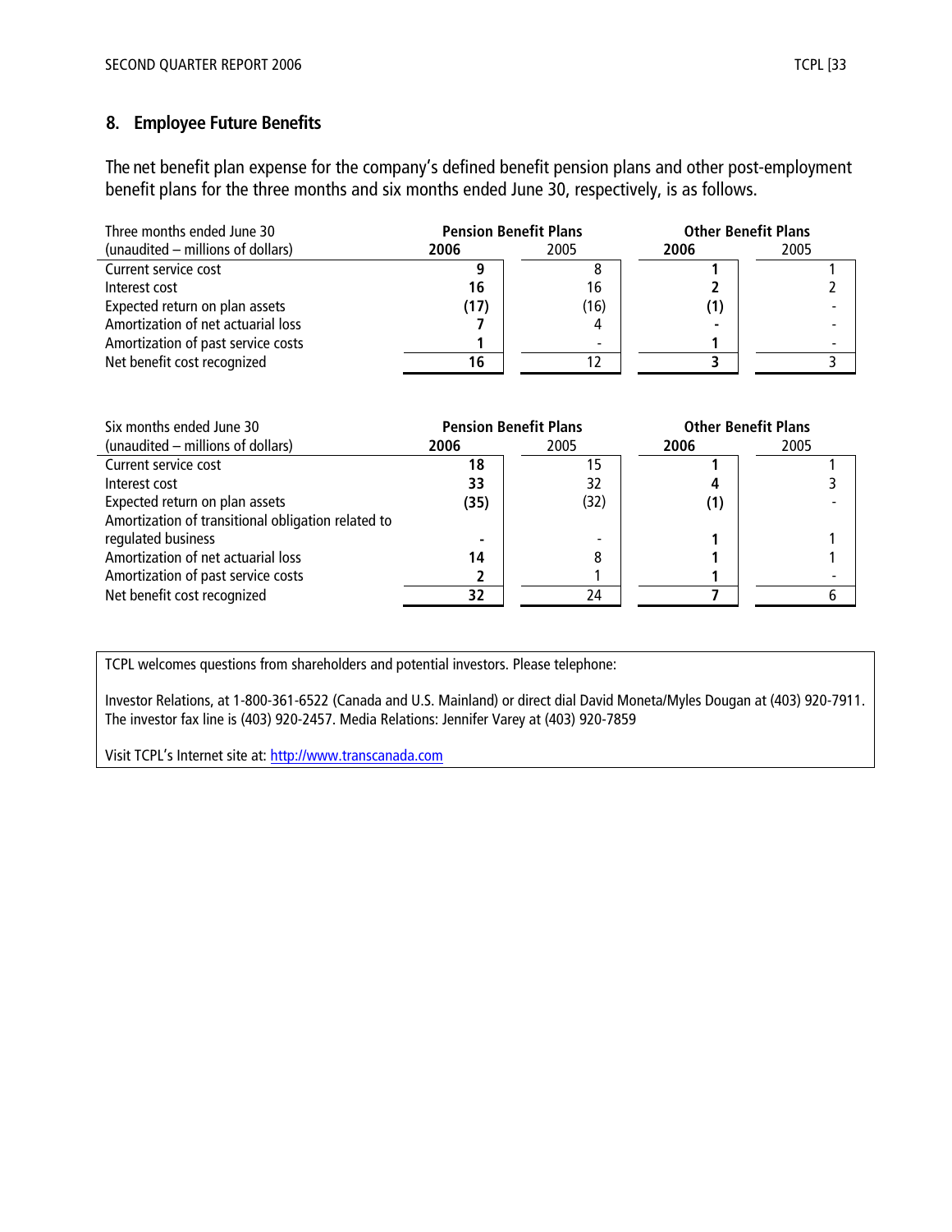## 8. Employee Future Benefits

The net benefit plan expense for the company's defined benefit pension plans and other post-employment benefit plans for the three months and six months ended June 30, respectively, is as follows.

| Three months ended June 30 | Pension Benefit Plans | | Other Benefit Plans | |
|---|---|---|---|---|
| (unaudited – millions of dollars) | **2006** | 2005 | **2006** | 2005 |
| Current service cost | **9** | 8 | **1** | 1 |
| Interest cost | **16** | 16 | **2** | 2 |
| Expected return on plan assets | **(17)** | (16) | **(1)** | - |
| Amortization of net actuarial loss | **7** | 4 | **-** | - |
| Amortization of past service costs | **1** | - | **1** | - |
| Net benefit cost recognized | **16** | 12 | **3** | 3 |

| Six months ended June 30 | Pension Benefit Plans | | Other Benefit Plans | |
|---|---|---|---|---|
| (unaudited – millions of dollars) | **2006** | 2005 | **2006** | 2005 |
| Current service cost | **18** | 15 | **1** | 1 |
| Interest cost | **33** | 32 | **4** | 3 |
| Expected return on plan assets | **(35)** | (32) | **(1)** | - |
| Amortization of transitional obligation related to regulated business | **-** | - | **1** | 1 |
| Amortization of net actuarial loss | **14** | 8 | **1** | 1 |
| Amortization of past service costs | **2** | 1 | **1** | - |
| Net benefit cost recognized | **32** | 24 | **7** | 6 |

TCPL welcomes questions from shareholders and potential investors. Please telephone:

Investor Relations, at 1-800-361-6522 (Canada and U.S. Mainland) or direct dial David Moneta/Myles Dougan at (403) 920-7911. The investor fax line is (403) 920-2457. Media Relations: Jennifer Varey at (403) 920-7859

Visit TCPL's Internet site at: http://www.transcanada.com